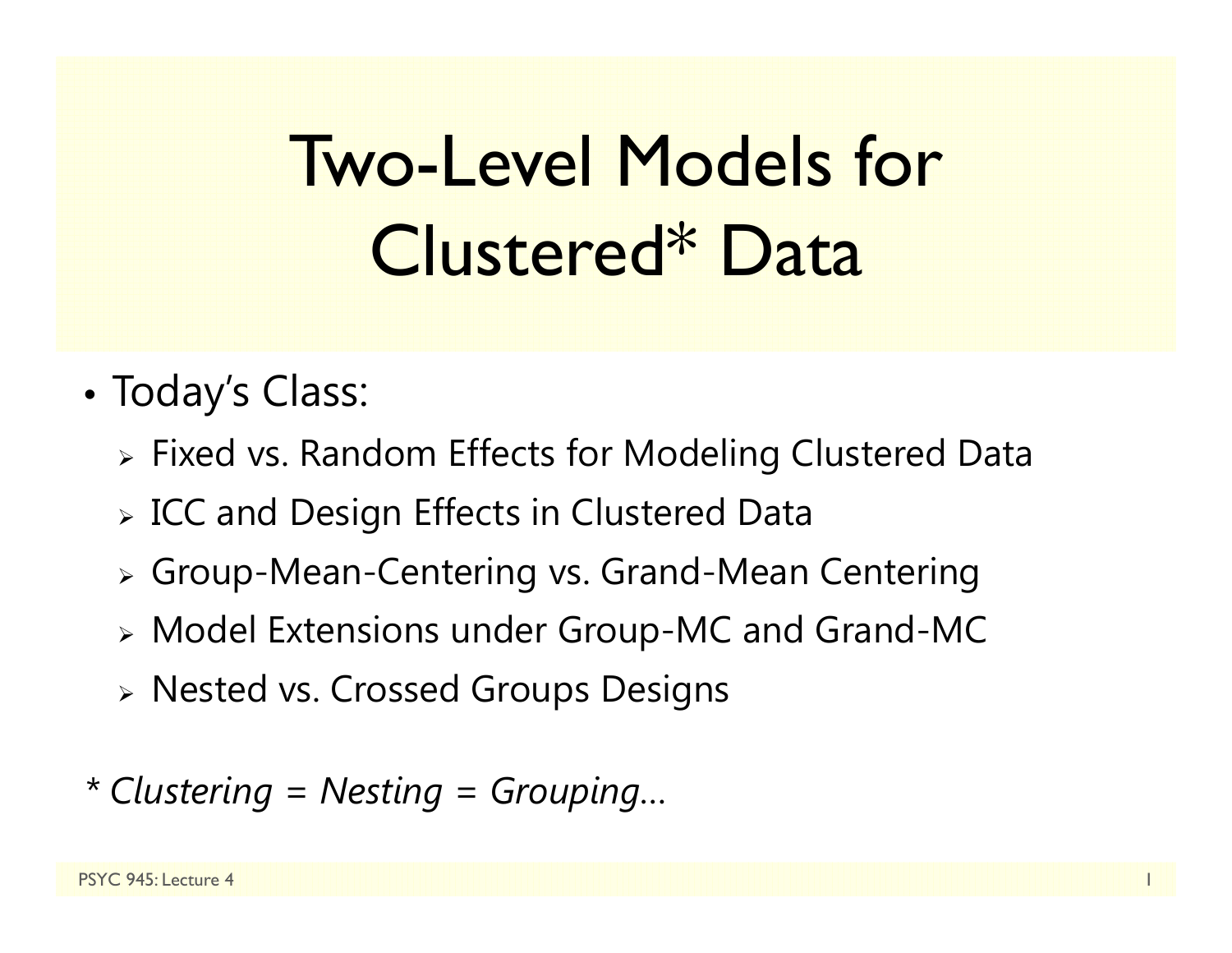# Two-Level Models for Clustered* Data

- Today's Class:
  - Fixed vs. Random Effects for Modeling Clustered Data
  - ICC and Design Effects in Clustered Data
  - Group-Mean-Centering vs. Grand-Mean Centering
  - Model Extensions under Group-MC and Grand-MC
  - Nested vs. Crossed Groups Designs

*\* Clustering = Nesting = Grouping…*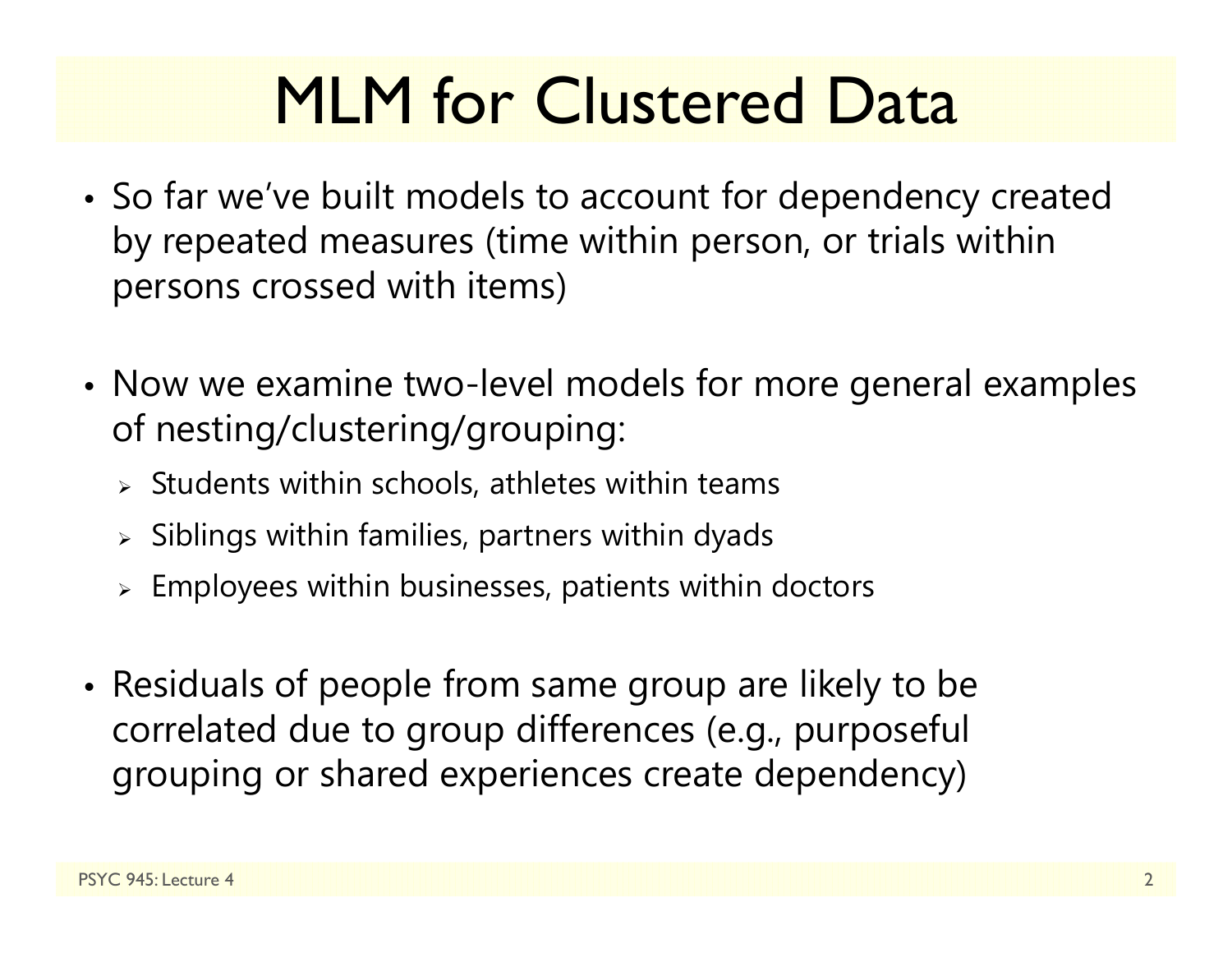# MLM for Clustered Data

- So far we've built models to account for dependency created by repeated measures (time within person, or trials within persons crossed with items)

- Now we examine two-level models for more general examples of nesting/clustering/grouping:
  - Students within schools, athletes within teams
  - Siblings within families, partners within dyads
  - Employees within businesses, patients within doctors

- Residuals of people from same group are likely to be correlated due to group differences (e.g., purposeful grouping or shared experiences create dependency)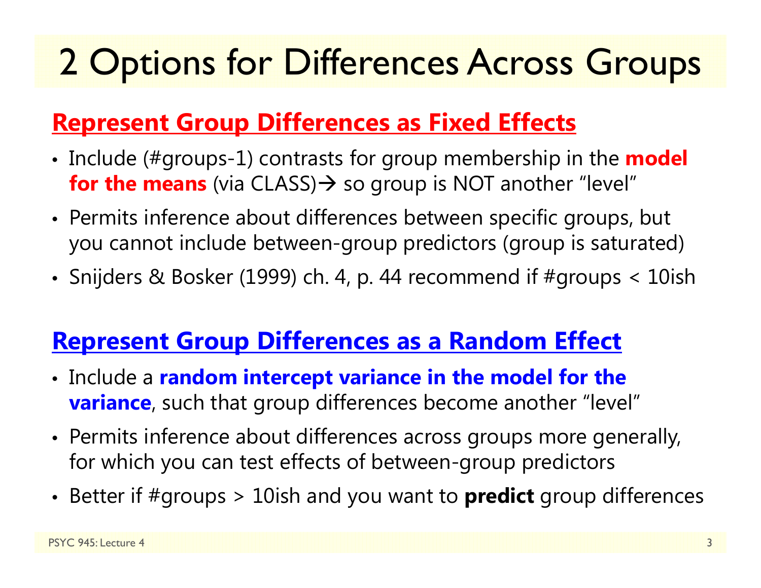# 2 Options for Differences Across Groups

## Represent Group Differences as Fixed Effects

- Include (#groups-1) contrasts for group membership in the **model for the means** (via CLASS)→ so group is NOT another "level"
- Permits inference about differences between specific groups, but you cannot include between-group predictors (group is saturated)
- Snijders & Bosker (1999) ch. 4, p. 44 recommend if #groups < 10ish

## Represent Group Differences as a Random Effect

- Include a **random intercept variance in the model for the variance**, such that group differences become another "level"
- Permits inference about differences across groups more generally, for which you can test effects of between-group predictors
- Better if #groups > 10ish and you want to **predict** group differences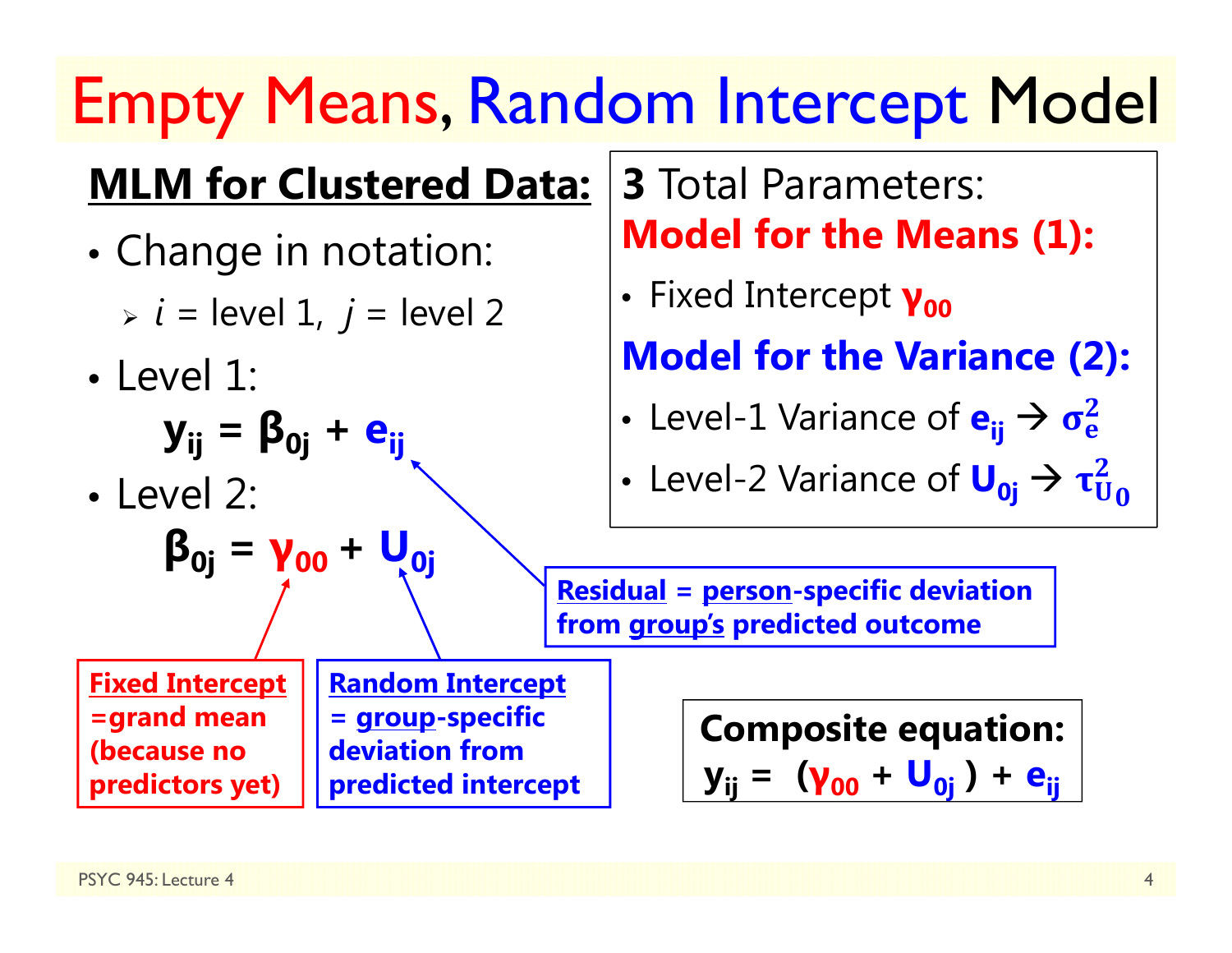# Empty Means, Random Intercept Model

## MLM for Clustered Data:

- Change in notation:
  - $i$ = level 1, $j$ = level 2
- Level 1:

$$y_{ij} = \beta_{0j} + e_{ij}$$

- Level 2:

$$\beta_{0j} = \gamma_{00} + U_{0j}$$

**Fixed Intercept =grand mean (because no predictors yet)**

**Random Intercept = group-specific deviation from predicted intercept**

**Residual = person-specific deviation from group's predicted outcome**

**3** Total Parameters:

**Model for the Means (1):**

- Fixed Intercept $\gamma_{00}$

**Model for the Variance (2):**

- Level-1 Variance of $e_{ij}$ → $\sigma_e^2$
- Level-2 Variance of $U_{0j}$ → $\tau_{U_0}^2$

**Composite equation:**

$$y_{ij} = (\gamma_{00} + U_{0j}) + e_{ij}$$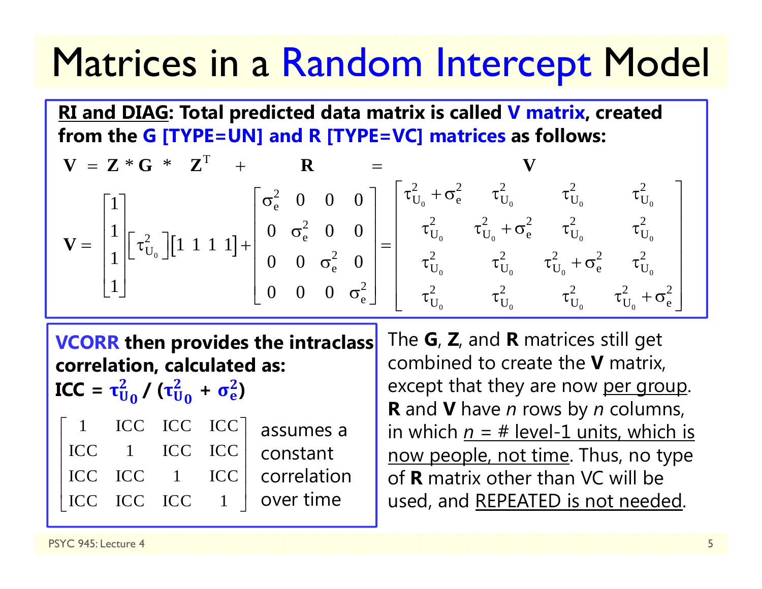# Matrices in a Random Intercept Model

**RI and DIAG: Total predicted data matrix is called V matrix, created from the G [TYPE=UN] and R [TYPE=VC] matrices as follows:**

$$\mathbf{V} = \mathbf{Z} * \mathbf{G} * \mathbf{Z}^{T} + \mathbf{R} = \mathbf{V}$$

$$\mathbf{V} = \begin{bmatrix} 1 \\ 1 \\ 1 \\ 1 \end{bmatrix} \begin{bmatrix} \tau^2_{U_0} \end{bmatrix} \begin{bmatrix} 1 & 1 & 1 & 1 \end{bmatrix} + \begin{bmatrix} \sigma^2_e & 0 & 0 & 0 \\ 0 & \sigma^2_e & 0 & 0 \\ 0 & 0 & \sigma^2_e & 0 \\ 0 & 0 & 0 & \sigma^2_e \end{bmatrix} = \begin{bmatrix} \tau^2_{U_0} + \sigma^2_e & \tau^2_{U_0} & \tau^2_{U_0} & \tau^2_{U_0} \\ \tau^2_{U_0} & \tau^2_{U_0} + \sigma^2_e & \tau^2_{U_0} & \tau^2_{U_0} \\ \tau^2_{U_0} & \tau^2_{U_0} & \tau^2_{U_0} + \sigma^2_e & \tau^2_{U_0} \\ \tau^2_{U_0} & \tau^2_{U_0} & \tau^2_{U_0} & \tau^2_{U_0} + \sigma^2_e \end{bmatrix}$$

**VCORR then provides the intraclass correlation, calculated as:**
**ICC = $\tau^2_{U_0} / (\tau^2_{U_0} + \sigma^2_e)$**

$$\begin{bmatrix} 1 & ICC & ICC & ICC \\ ICC & 1 & ICC & ICC \\ ICC & ICC & 1 & ICC \\ ICC & ICC & ICC & 1 \end{bmatrix}$$

assumes a constant correlation over time

The **G**, **Z**, and **R** matrices still get combined to create the **V** matrix, except that they are now <u>per group</u>. **R** and **V** have *n* rows by *n* columns, in which <u>*n* = # level-1 units, which is now people, not time</u>. Thus, no type of **R** matrix other than VC will be used, and <u>REPEATED is not needed</u>.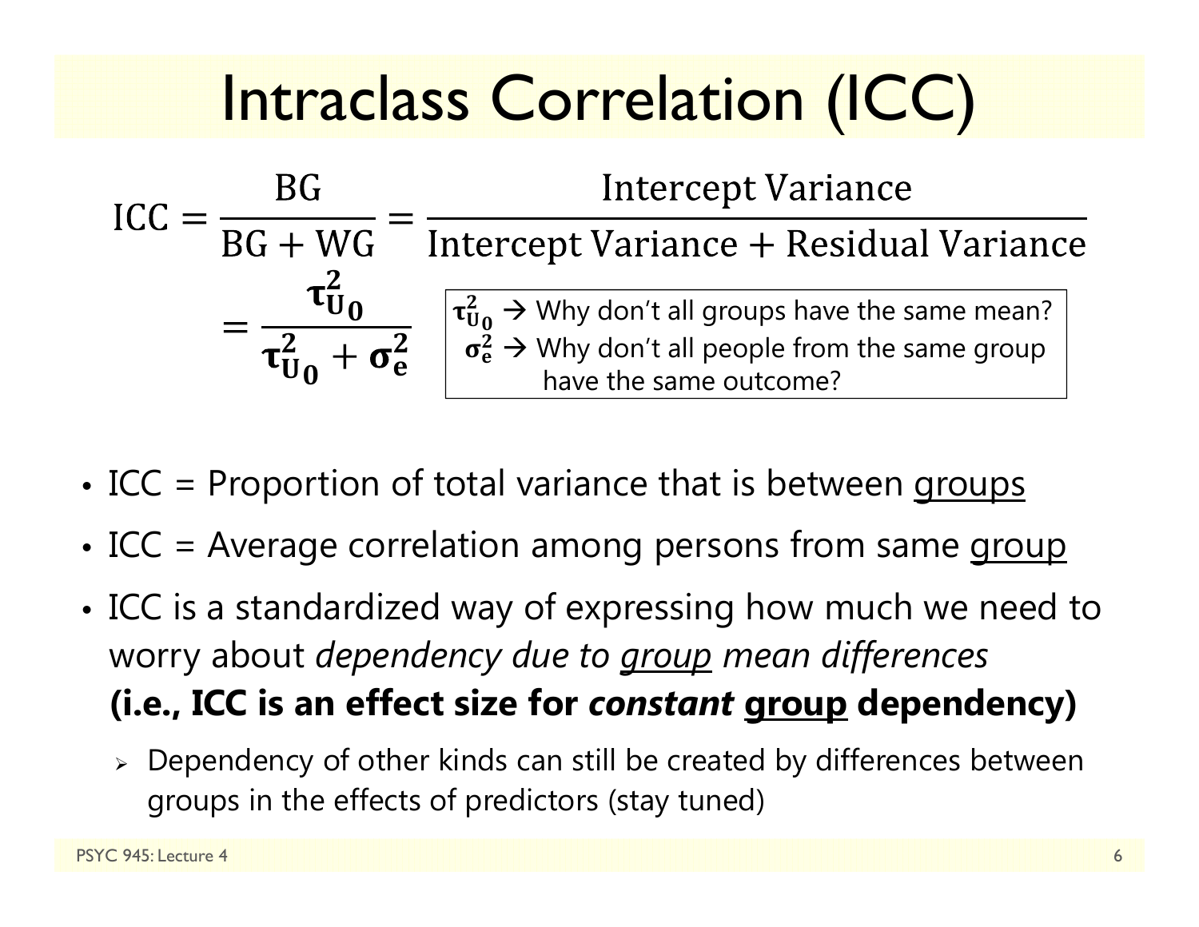# Intraclass Correlation (ICC)

$$\text{ICC} = \frac{\text{BG}}{\text{BG} + \text{WG}} = \frac{\text{Intercept Variance}}{\text{Intercept Variance} + \text{Residual Variance}}$$

$$= \frac{\boldsymbol{\tau}^2_{\mathbf{U_0}}}{\boldsymbol{\tau}^2_{\mathbf{U_0}} + \boldsymbol{\sigma}^2_{\mathbf{e}}}$$

> $\boldsymbol{\tau}^2_{\mathbf{U_0}}$ → Why don't all groups have the same mean?
> $\boldsymbol{\sigma}^2_{\mathbf{e}}$ → Why don't all people from the same group have the same outcome?

- ICC = Proportion of total variance that is between <u>groups</u>
- ICC = Average correlation among persons from same <u>group</u>
- ICC is a standardized way of expressing how much we need to worry about *dependency due to <u>group</u> mean differences* **(i.e., ICC is an effect size for *constant* <u>group</u> dependency)**
  - Dependency of other kinds can still be created by differences between groups in the effects of predictors (stay tuned)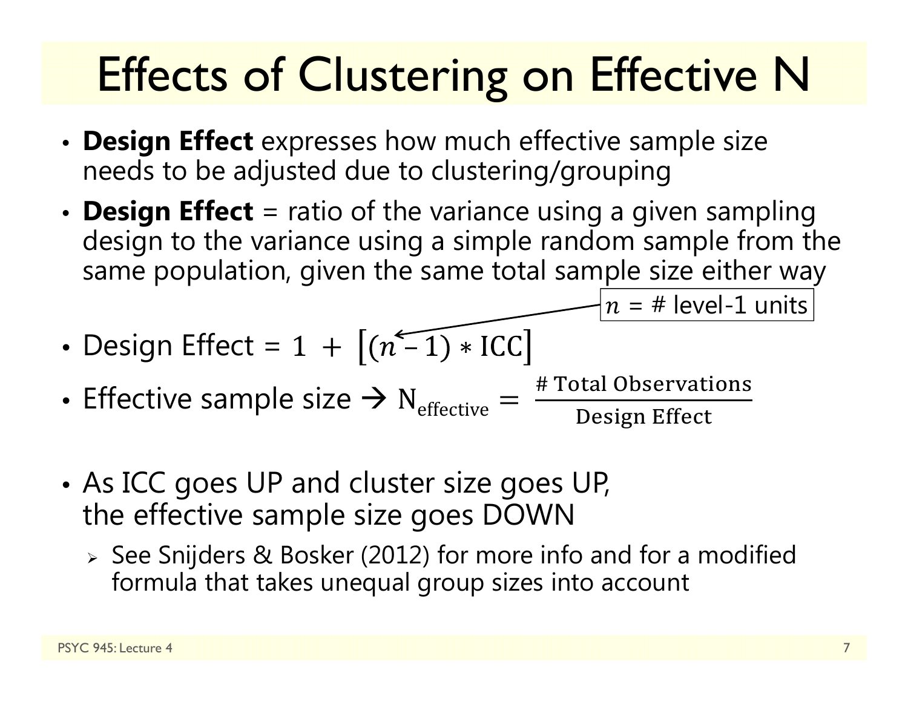# Effects of Clustering on Effective N

- **Design Effect** expresses how much effective sample size needs to be adjusted due to clustering/grouping
- **Design Effect** = ratio of the variance using a given sampling design to the variance using a simple random sample from the same population, given the same total sample size either way

$n$ = # level-1 units

- Design Effect = $1 + \left[(n - 1) * \text{ICC}\right]$
- Effective sample size → $\text{N}_{\text{effective}} = \dfrac{\text{\# Total Observations}}{\text{Design Effect}}$

- As ICC goes UP and cluster size goes UP, the effective sample size goes DOWN
  - See Snijders & Bosker (2012) for more info and for a modified formula that takes unequal group sizes into account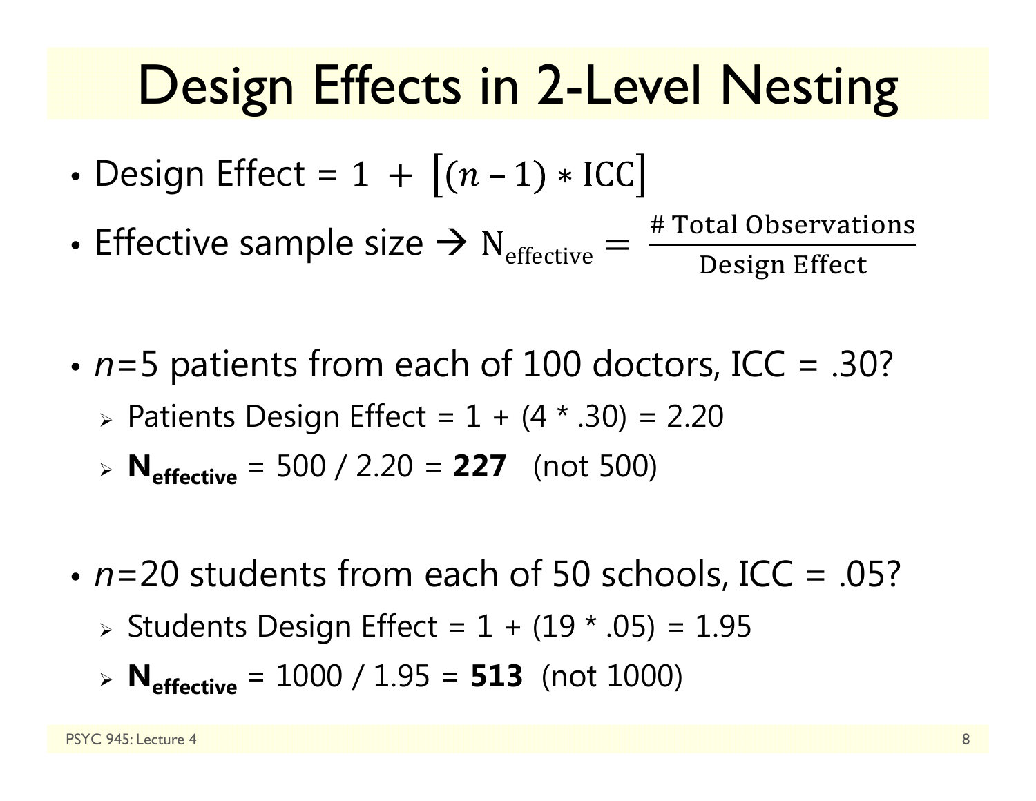# Design Effects in 2-Level Nesting

- Design Effect = $1 + [(n - 1) * \text{ICC}]$
- Effective sample size → $\text{N}_{\text{effective}} = \dfrac{\text{\# Total Observations}}{\text{Design Effect}}$

- $n$=5 patients from each of 100 doctors, ICC = .30?
  - Patients Design Effect = 1 + (4 * .30) = 2.20
  - $\mathbf{N_{effective}}$ = 500 / 2.20 = **227** (not 500)

- $n$=20 students from each of 50 schools, ICC = .05?
  - Students Design Effect = 1 + (19 * .05) = 1.95
  - $\mathbf{N_{effective}}$ = 1000 / 1.95 = **513** (not 1000)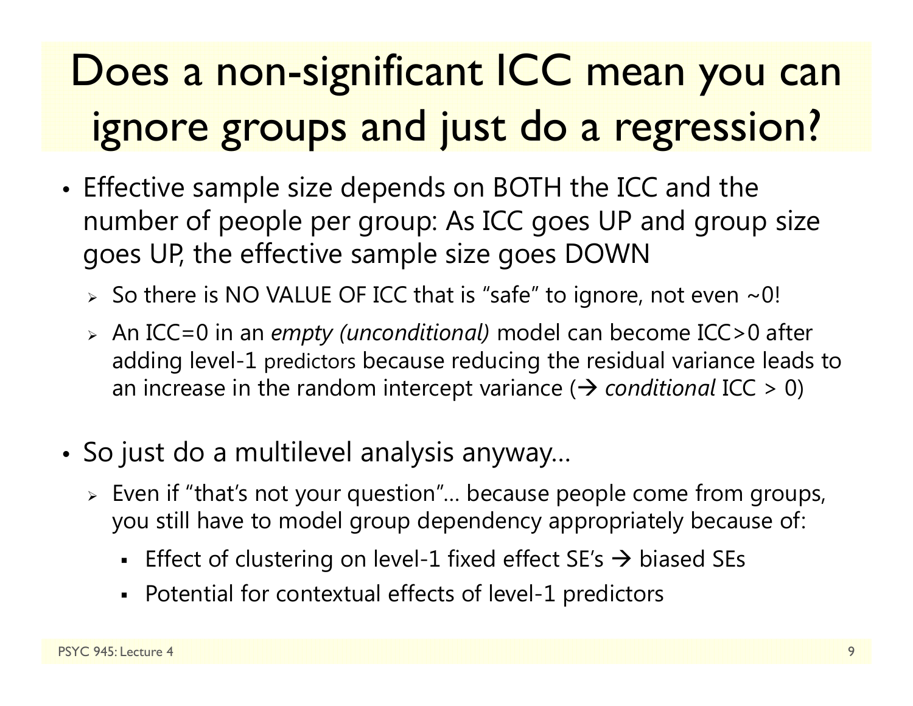# Does a non-significant ICC mean you can ignore groups and just do a regression?

- Effective sample size depends on BOTH the ICC and the number of people per group: As ICC goes UP and group size goes UP, the effective sample size goes DOWN
  - So there is NO VALUE OF ICC that is "safe" to ignore, not even ~0!
  - An ICC=0 in an *empty (unconditional)* model can become ICC>0 after adding level-1 predictors because reducing the residual variance leads to an increase in the random intercept variance (→ *conditional* ICC > 0)

- So just do a multilevel analysis anyway…
  - Even if "that's not your question"… because people come from groups, you still have to model group dependency appropriately because of:
    - Effect of clustering on level-1 fixed effect SE's → biased SEs
    - Potential for contextual effects of level-1 predictors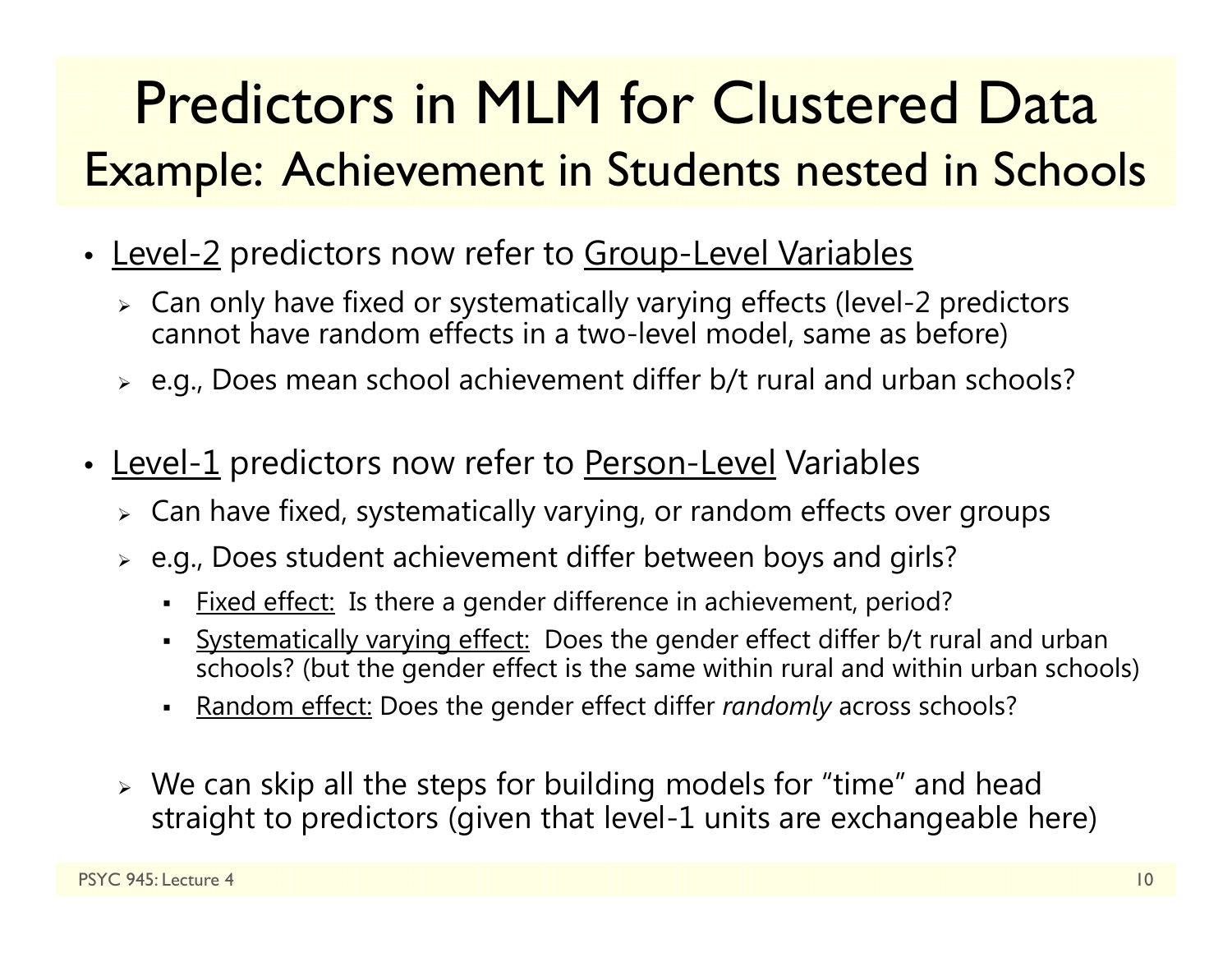# Predictors in MLM for Clustered Data

## Example: Achievement in Students nested in Schools

- Level-2 predictors now refer to Group-Level Variables
  - Can only have fixed or systematically varying effects (level-2 predictors cannot have random effects in a two-level model, same as before)
  - e.g., Does mean school achievement differ b/t rural and urban schools?

- Level-1 predictors now refer to Person-Level Variables
  - Can have fixed, systematically varying, or random effects over groups
  - e.g., Does student achievement differ between boys and girls?
    - Fixed effect: Is there a gender difference in achievement, period?
    - Systematically varying effect: Does the gender effect differ b/t rural and urban schools? (but the gender effect is the same within rural and within urban schools)
    - Random effect: Does the gender effect differ *randomly* across schools?
  - We can skip all the steps for building models for "time" and head straight to predictors (given that level-1 units are exchangeable here)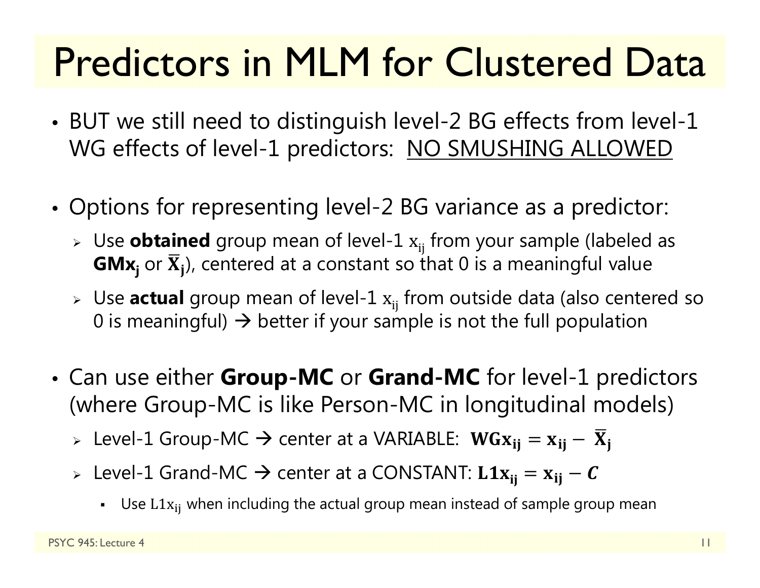# Predictors in MLM for Clustered Data

- BUT we still need to distinguish level-2 BG effects from level-1 WG effects of level-1 predictors: NO SMUSHING ALLOWED

- Options for representing level-2 BG variance as a predictor:
  - Use **obtained** group mean of level-1 $x_{ij}$ from your sample (labeled as $\mathbf{GMx_j}$ or $\mathbf{\bar{X}_j}$), centered at a constant so that 0 is a meaningful value
  - Use **actual** group mean of level-1 $x_{ij}$ from outside data (also centered so 0 is meaningful) → better if your sample is not the full population

- Can use either **Group-MC** or **Grand-MC** for level-1 predictors (where Group-MC is like Person-MC in longitudinal models)
  - Level-1 Group-MC → center at a VARIABLE: $\mathbf{WGx_{ij}} = \mathbf{x_{ij}} - \mathbf{\bar{X}_j}$
  - Level-1 Grand-MC → center at a CONSTANT: $\mathbf{L1x_{ij}} = \mathbf{x_{ij}} - \boldsymbol{C}$
    - Use $\mathrm{L1x_{ij}}$ when including the actual group mean instead of sample group mean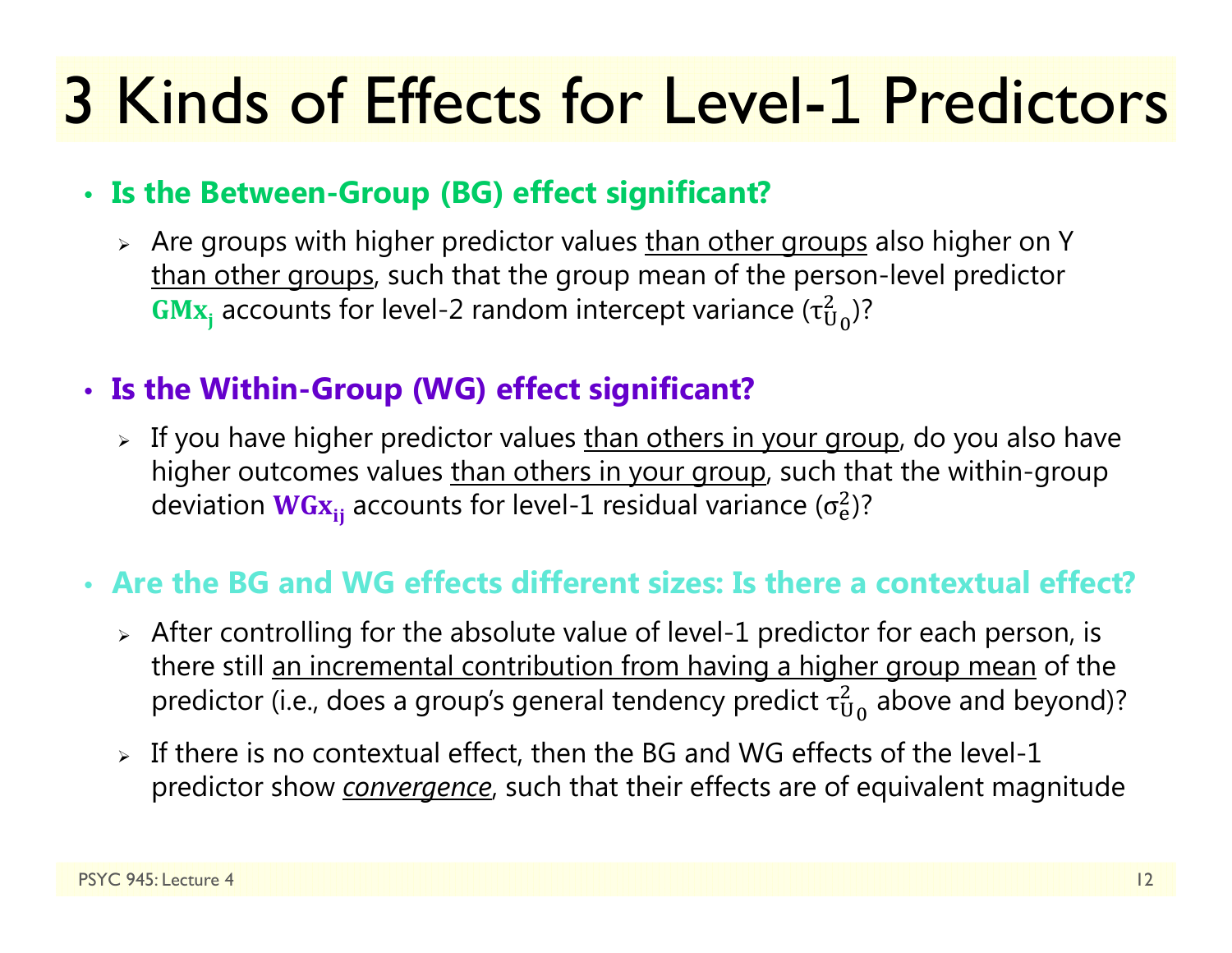# 3 Kinds of Effects for Level-1 Predictors

- **Is the Between-Group (BG) effect significant?**
  - Are groups with higher predictor values than other groups also higher on Y than other groups, such that the group mean of the person-level predictor $\mathbf{GMx_j}$ accounts for level-2 random intercept variance ($\tau^2_{U_0}$)?

- **Is the Within-Group (WG) effect significant?**
  - If you have higher predictor values than others in your group, do you also have higher outcomes values than others in your group, such that the within-group deviation $\mathbf{WGx_{ij}}$ accounts for level-1 residual variance ($\sigma^2_e$)?

- **Are the BG and WG effects different sizes: Is there a contextual effect?**
  - After controlling for the absolute value of level-1 predictor for each person, is there still an incremental contribution from having a higher group mean of the predictor (i.e., does a group's general tendency predict $\tau^2_{U_0}$ above and beyond)?
  - If there is no contextual effect, then the BG and WG effects of the level-1 predictor show *convergence*, such that their effects are of equivalent magnitude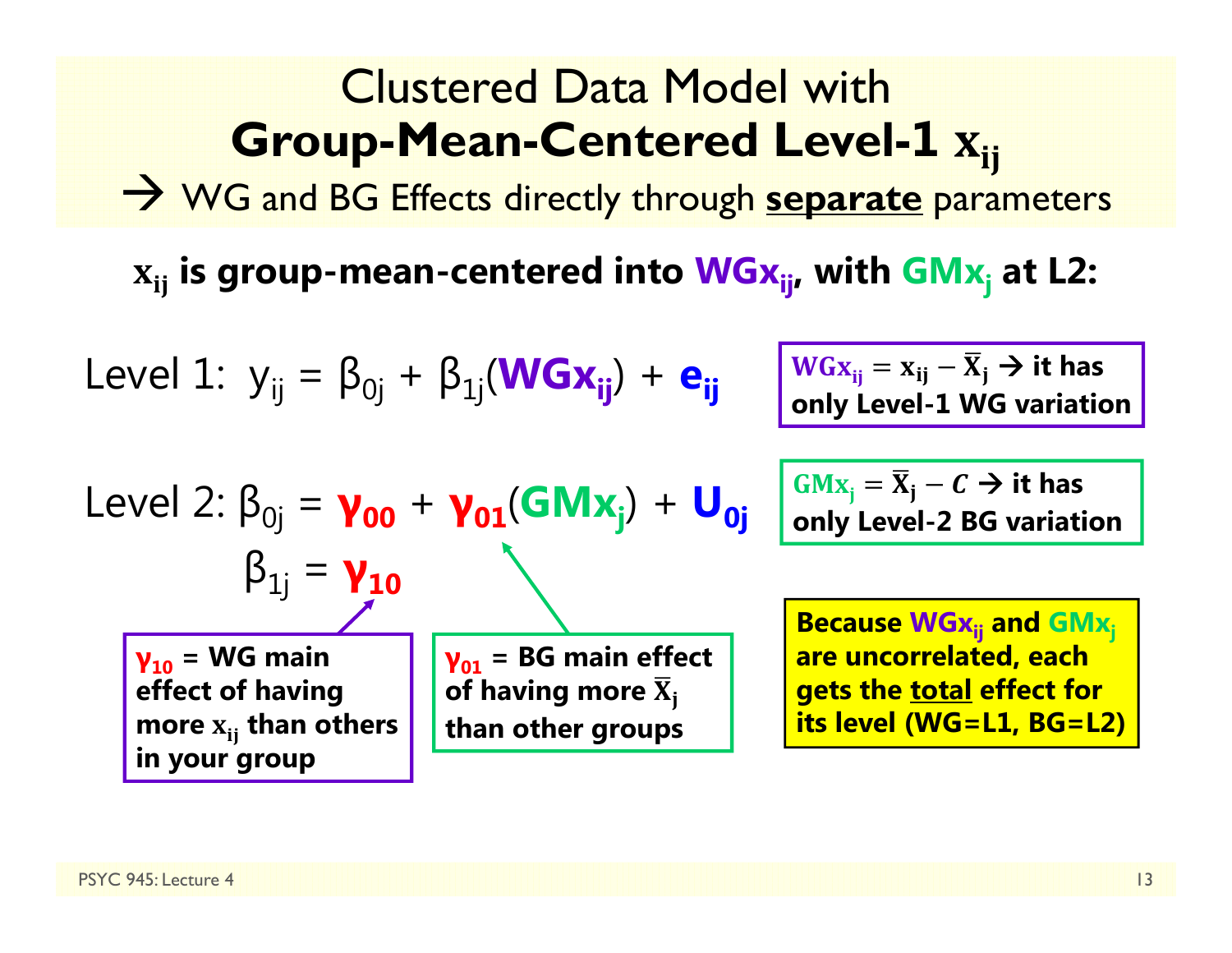# Clustered Data Model with **Group-Mean-Centered Level-1 $x_{ij}$**

→ WG and BG Effects directly through **separate** parameters

**$x_{ij}$ is group-mean-centered into $WGx_{ij}$, with $GMx_j$ at L2:**

Level 1: $y_{ij} = \beta_{0j} + \beta_{1j}(WGx_{ij}) + e_{ij}$

Level 2: $\beta_{0j} = \gamma_{00} + \gamma_{01}(GMx_j) + U_{0j}$

$\beta_{1j} = \gamma_{10}$

**$WGx_{ij} = x_{ij} - \bar{X}_j$ → it has only Level-1 WG variation**

**$GMx_j = \bar{X}_j - C$ → it has only Level-2 BG variation**

**$\gamma_{10}$ = WG main effect of having more $x_{ij}$ than others in your group**

**$\gamma_{01}$ = BG main effect of having more $\bar{X}_j$ than other groups**

**Because $WGx_{ij}$ and $GMx_j$ are uncorrelated, each gets the total effect for its level (WG=L1, BG=L2)**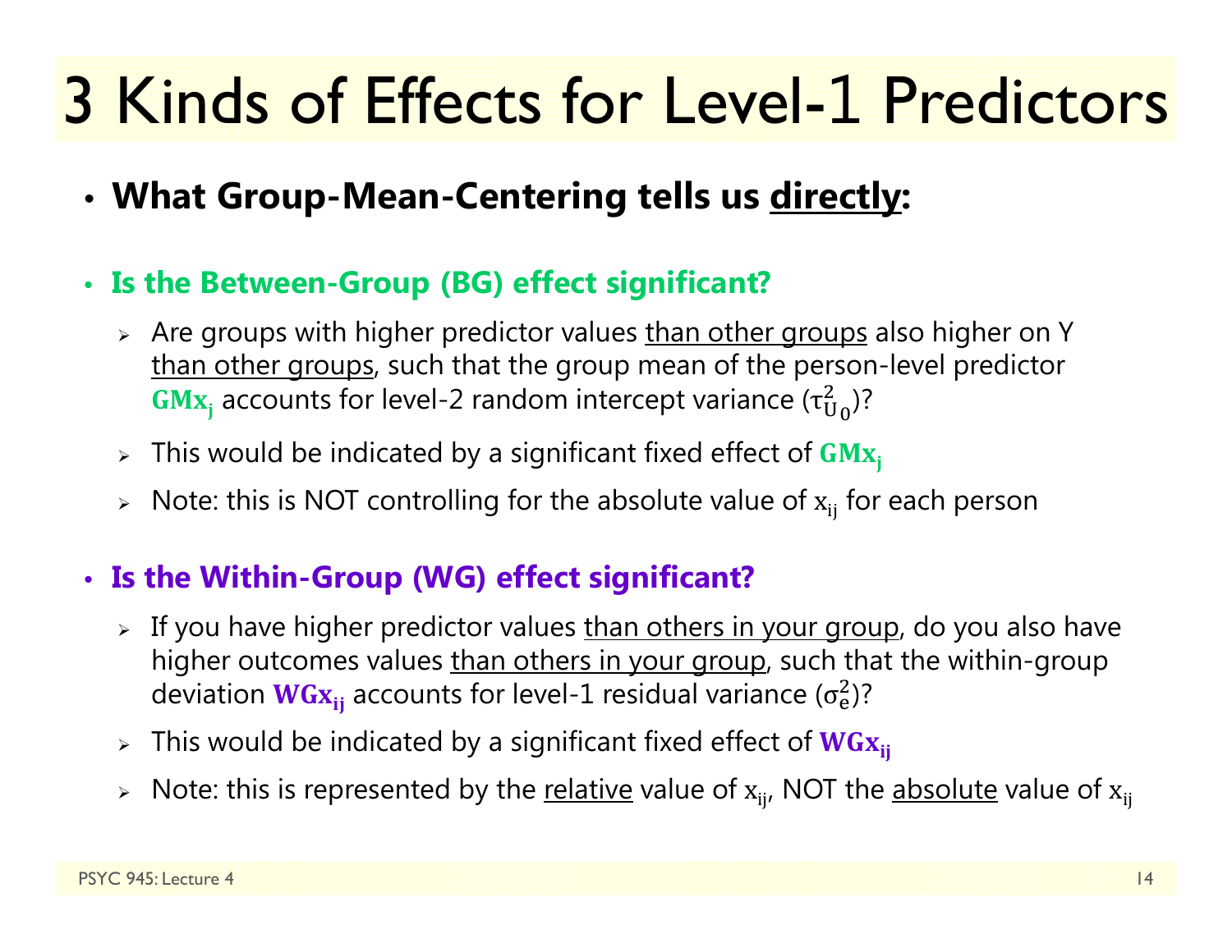# 3 Kinds of Effects for Level-1 Predictors

- **What Group-Mean-Centering tells us directly:**

- **Is the Between-Group (BG) effect significant?**
  - Are groups with higher predictor values than other groups also higher on Y than other groups, such that the group mean of the person-level predictor $\mathbf{GMx_j}$ accounts for level-2 random intercept variance ($\tau^2_{U_0}$)?
  - This would be indicated by a significant fixed effect of $\mathbf{GMx_j}$
  - Note: this is NOT controlling for the absolute value of $x_{ij}$ for each person

- **Is the Within-Group (WG) effect significant?**
  - If you have higher predictor values than others in your group, do you also have higher outcomes values than others in your group, such that the within-group deviation $\mathbf{WGx_{ij}}$ accounts for level-1 residual variance ($\sigma^2_e$)?
  - This would be indicated by a significant fixed effect of $\mathbf{WGx_{ij}}$
  - Note: this is represented by the relative value of $x_{ij}$, NOT the absolute value of $x_{ij}$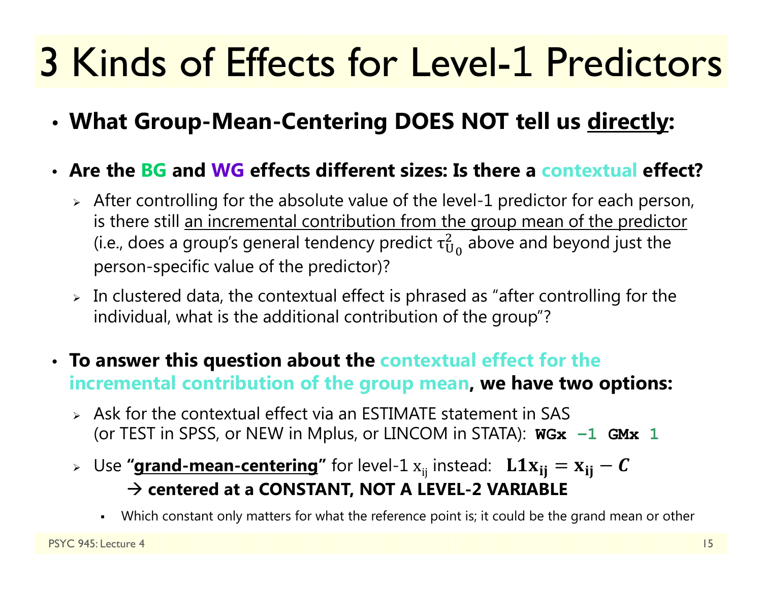# 3 Kinds of Effects for Level-1 Predictors

- **What Group-Mean-Centering DOES NOT tell us directly:**
- **Are the BG and WG effects different sizes: Is there a contextual effect?**
  - After controlling for the absolute value of the level-1 predictor for each person, is there still an incremental contribution from the group mean of the predictor (i.e., does a group's general tendency predict $\tau^2_{U_0}$ above and beyond just the person-specific value of the predictor)?
  - In clustered data, the contextual effect is phrased as "after controlling for the individual, what is the additional contribution of the group"?
- **To answer this question about the contextual effect for the incremental contribution of the group mean, we have two options:**
  - Ask for the contextual effect via an ESTIMATE statement in SAS (or TEST in SPSS, or NEW in Mplus, or LINCOM in STATA): `WGx -1 GMx 1`
  - Use **"grand-mean-centering"** for level-1 $x_{ij}$ instead: $\mathbf{L1x_{ij}} = \mathbf{x_{ij}} - \boldsymbol{C}$
    → **centered at a CONSTANT, NOT A LEVEL-2 VARIABLE**
    - Which constant only matters for what the reference point is; it could be the grand mean or other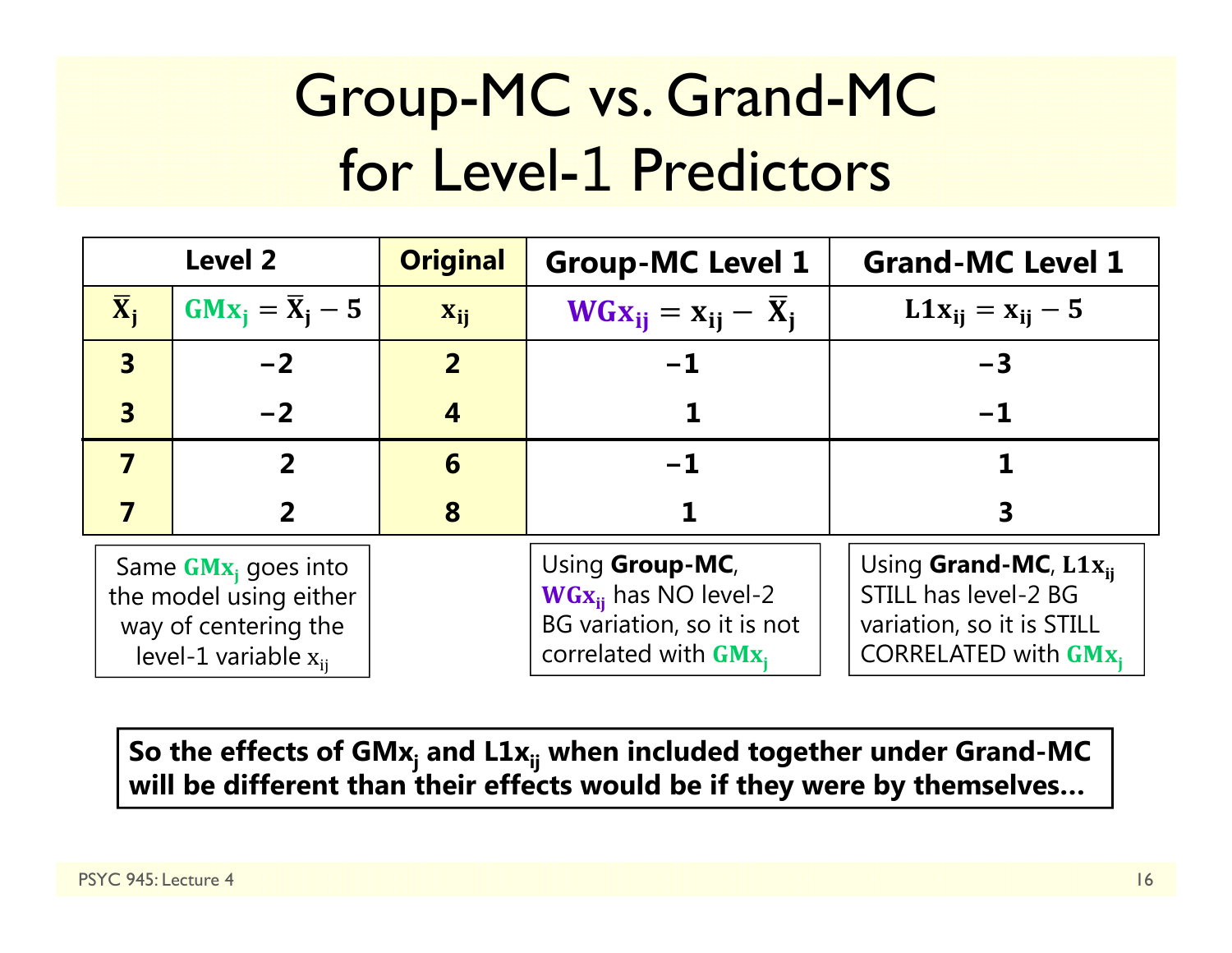# Group-MC vs. Grand-MC for Level-1 Predictors

| Level 2 | | Original | Group-MC Level 1 | Grand-MC Level 1 |
|---|---|---|---|---|
| $\bar{X}_j$ | $GMx_j = \bar{X}_j - 5$ | $x_{ij}$ | $WGx_{ij} = x_{ij} - \bar{X}_j$ | $L1x_{ij} = x_{ij} - 5$ |
| 3 | −2 | 2 | −1 | −3 |
| 3 | −2 | 4 | 1 | −1 |
| 7 | 2 | 6 | −1 | 1 |
| 7 | 2 | 8 | 1 | 3 |

Same $GMx_j$ goes into the model using either way of centering the level-1 variable $x_{ij}$

Using **Group-MC**, $WGx_{ij}$ has NO level-2 BG variation, so it is not correlated with $GMx_j$

Using **Grand-MC**, $L1x_{ij}$ STILL has level-2 BG variation, so it is STILL CORRELATED with $GMx_j$

**So the effects of $GMx_j$ and $L1x_{ij}$ when included together under Grand-MC will be different than their effects would be if they were by themselves…**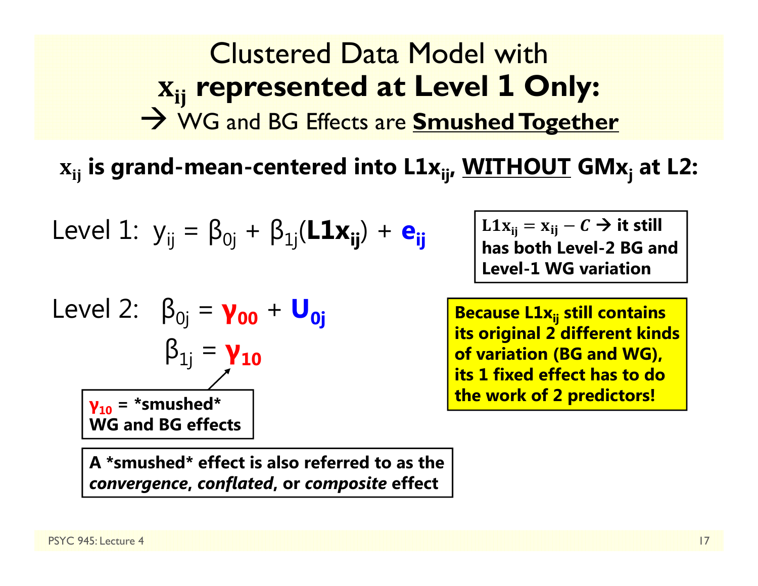# Clustered Data Model with $x_{ij}$ represented at Level 1 Only: → WG and BG Effects are <u>**Smushed Together**</u>

**$x_{ij}$ is grand-mean-centered into $L1x_{ij}$, <u>WITHOUT</u> $GMx_j$ at L2:**

Level 1: $y_{ij} = \beta_{0j} + \beta_{1j}(\mathbf{L1x_{ij}}) + \mathbf{e_{ij}}$

**$L1x_{ij} = x_{ij} - C$ → it still has both Level-2 BG and Level-1 WG variation**

Level 2: $\beta_{0j} = \boldsymbol{\gamma_{00}} + \mathbf{U_{0j}}$

$\beta_{1j} = \boldsymbol{\gamma_{10}}$

**$\gamma_{10}$ = *smushed* WG and BG effects**

**Because $L1x_{ij}$ still contains its original 2 different kinds of variation (BG and WG), its 1 fixed effect has to do the work of 2 predictors!**

**A *smushed* effect is also referred to as the *convergence*, *conflated*, or *composite* effect**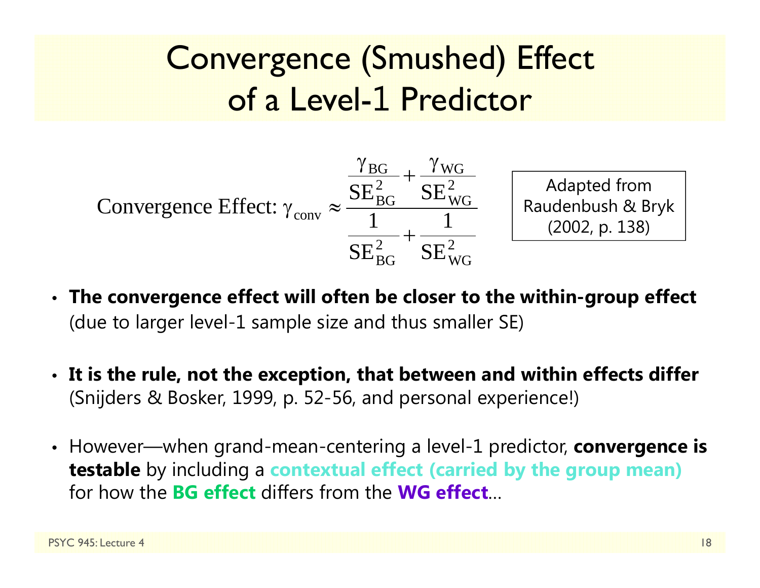# Convergence (Smushed) Effect of a Level-1 Predictor

$$\text{Convergence Effect: } \gamma_{\text{conv}} \approx \frac{\dfrac{\gamma_{\text{BG}}}{\text{SE}_{\text{BG}}^2} + \dfrac{\gamma_{\text{WG}}}{\text{SE}_{\text{WG}}^2}}{\dfrac{1}{\text{SE}_{\text{BG}}^2} + \dfrac{1}{\text{SE}_{\text{WG}}^2}}$$

Adapted from Raudenbush & Bryk (2002, p. 138)

- **The convergence effect will often be closer to the within-group effect** (due to larger level-1 sample size and thus smaller SE)
- **It is the rule, not the exception, that between and within effects differ** (Snijders & Bosker, 1999, p. 52-56, and personal experience!)
- However—when grand-mean-centering a level-1 predictor, **convergence is testable** by including a **contextual effect (carried by the group mean)** for how the **BG effect** differs from the **WG effect**…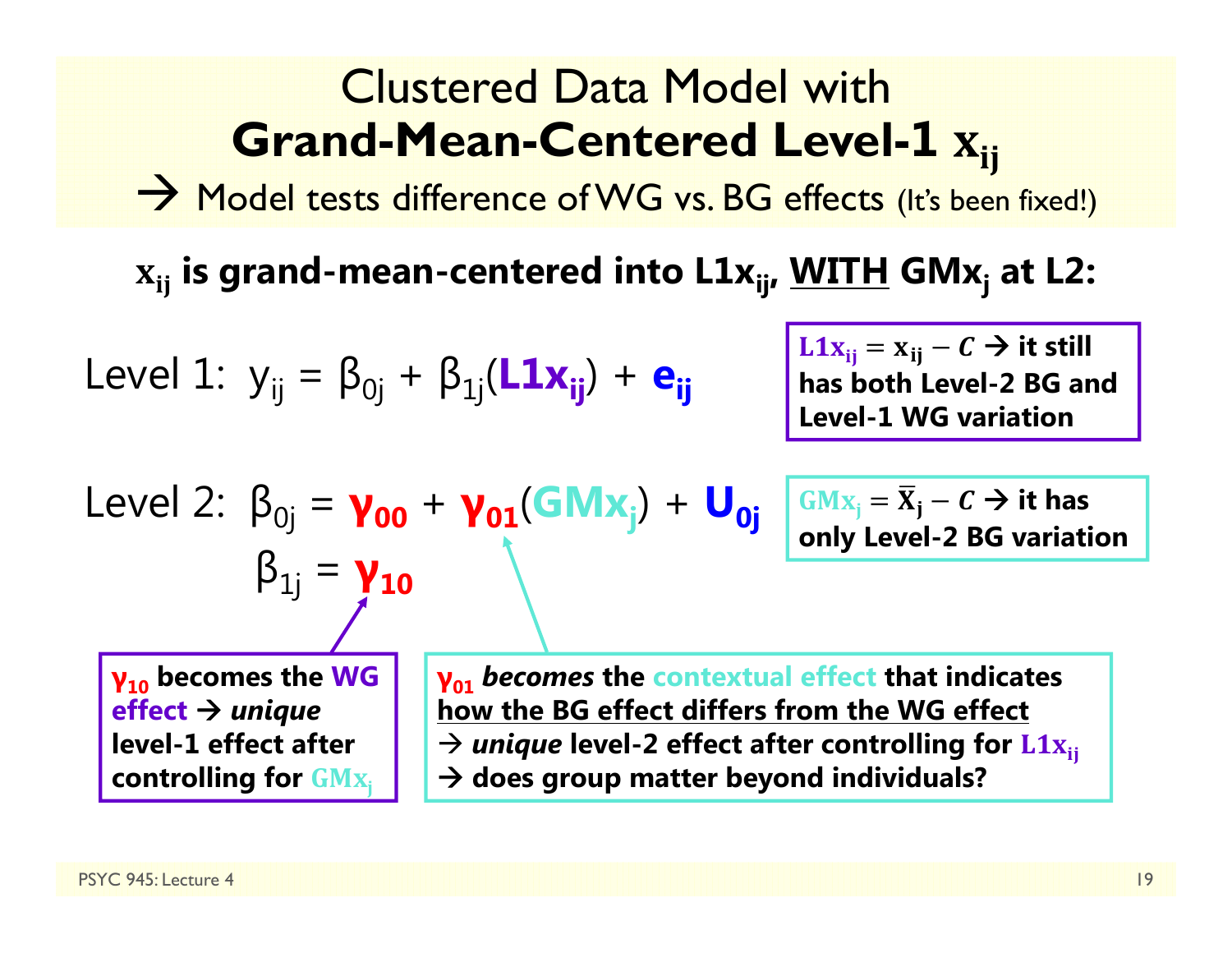# Clustered Data Model with **Grand-Mean-Centered Level-1 $x_{ij}$**

→ Model tests difference of WG vs. BG effects (It's been fixed!)

**$x_{ij}$ is grand-mean-centered into $L1x_{ij}$, WITH $GMx_j$ at L2:**

Level 1: $y_{ij} = \beta_{0j} + \beta_{1j}(L1x_{ij}) + e_{ij}$

**$L1x_{ij} = x_{ij} - C$ → it still has both Level-2 BG and Level-1 WG variation**

Level 2: $\beta_{0j} = \gamma_{00} + \gamma_{01}(GMx_j) + U_{0j}$

$\beta_{1j} = \gamma_{10}$

**$GMx_j = \bar{X}_j - C$ → it has only Level-2 BG variation**

**$\gamma_{10}$ becomes the WG effect → *unique* level-1 effect after controlling for $GMx_j$**

**$\gamma_{01}$ *becomes* the contextual effect that indicates how the BG effect differs from the WG effect → *unique* level-2 effect after controlling for $L1x_{ij}$ → does group matter beyond individuals?**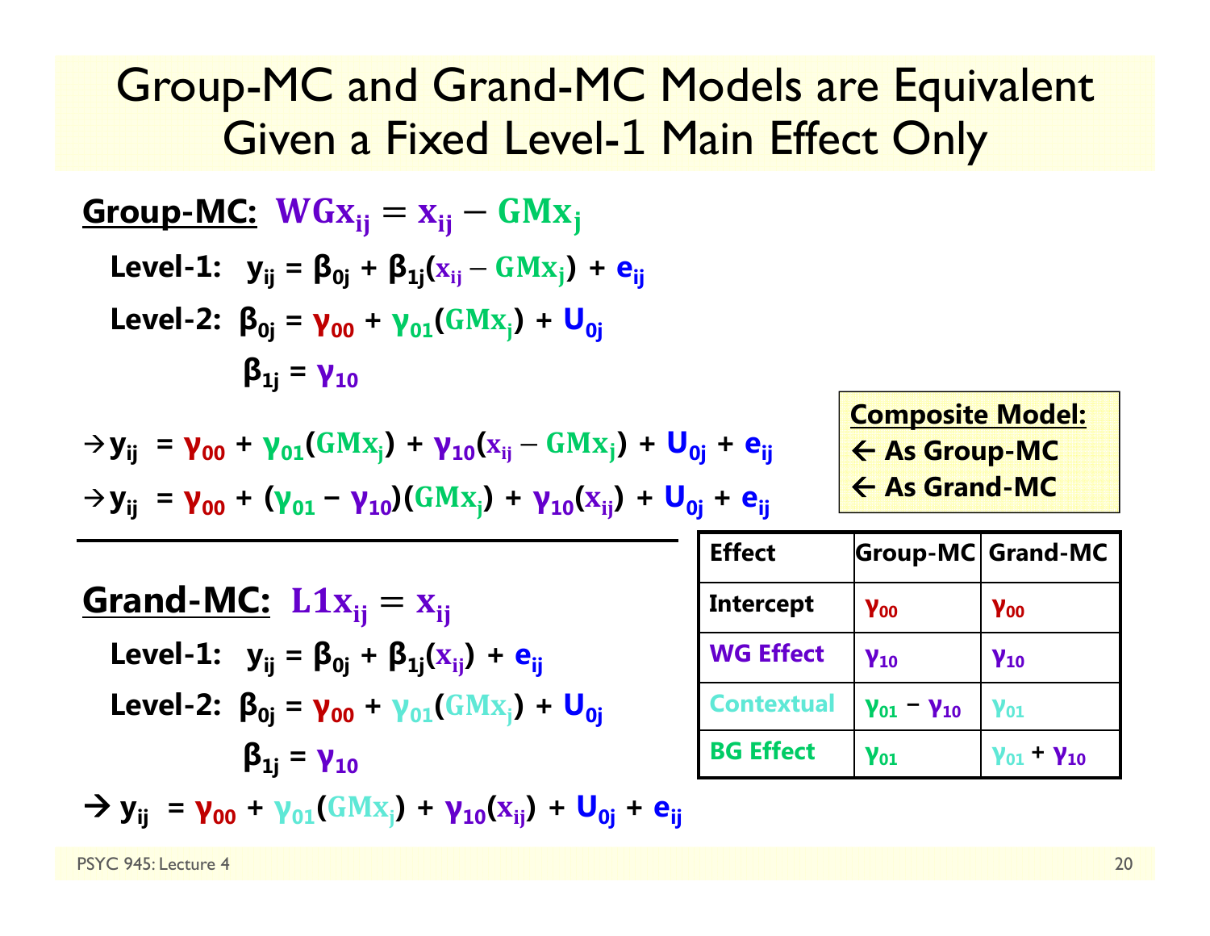# Group-MC and Grand-MC Models are Equivalent Given a Fixed Level-1 Main Effect Only

**Group-MC:** $WGx_{ij} = x_{ij} - GMx_j$

**Level-1:** $y_{ij} = \beta_{0j} + \beta_{1j}(x_{ij} - GMx_j) + e_{ij}$

**Level-2:** $\beta_{0j} = \gamma_{00} + \gamma_{01}(GMx_j) + U_{0j}$

$\beta_{1j} = \gamma_{10}$

$\rightarrow y_{ij} = \gamma_{00} + \gamma_{01}(GMx_j) + \gamma_{10}(x_{ij} - GMx_j) + U_{0j} + e_{ij}$

$\rightarrow y_{ij} = \gamma_{00} + (\gamma_{01} - \gamma_{10})(GMx_j) + \gamma_{10}(x_{ij}) + U_{0j} + e_{ij}$

**Composite Model:**
← As Group-MC
← As Grand-MC

---

**Grand-MC:** $L1x_{ij} = x_{ij}$

**Level-1:** $y_{ij} = \beta_{0j} + \beta_{1j}(x_{ij}) + e_{ij}$

**Level-2:** $\beta_{0j} = \gamma_{00} + \gamma_{01}(GMx_j) + U_{0j}$

$\beta_{1j} = \gamma_{10}$

$\rightarrow y_{ij} = \gamma_{00} + \gamma_{01}(GMx_j) + \gamma_{10}(x_{ij}) + U_{0j} + e_{ij}$

| Effect | Group-MC | Grand-MC |
|---|---|---|
| Intercept | $\gamma_{00}$ | $\gamma_{00}$ |
| WG Effect | $\gamma_{10}$ | $\gamma_{10}$ |
| Contextual | $\gamma_{01} - \gamma_{10}$ | $\gamma_{01}$ |
| BG Effect | $\gamma_{01}$ | $\gamma_{01} + \gamma_{10}$ |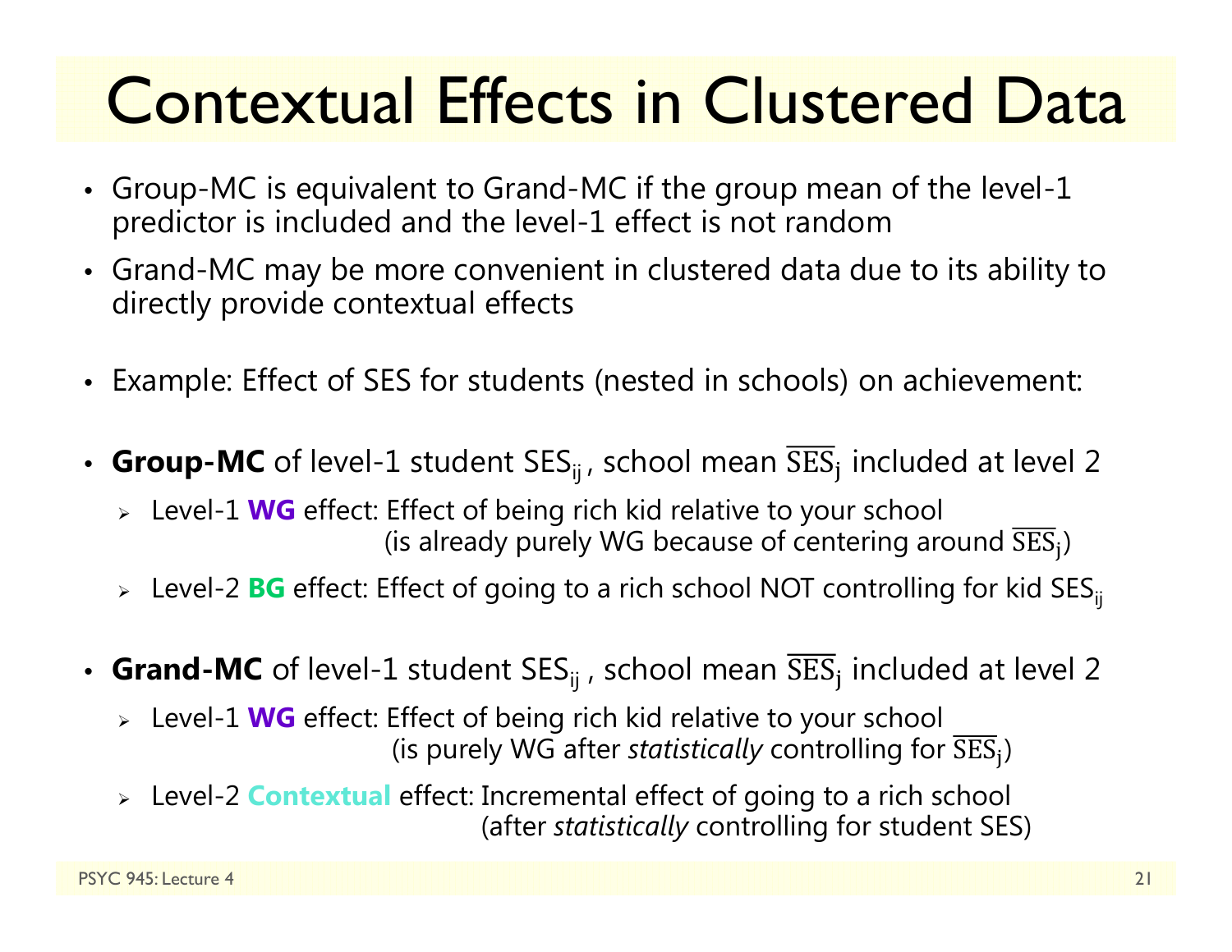# Contextual Effects in Clustered Data

- Group-MC is equivalent to Grand-MC if the group mean of the level-1 predictor is included and the level-1 effect is not random
- Grand-MC may be more convenient in clustered data due to its ability to directly provide contextual effects

- Example: Effect of SES for students (nested in schools) on achievement:

- **Group-MC** of level-1 student $SES_{ij}$, school mean $\overline{SES}_j$ included at level 2
  - Level-1 **WG** effect: Effect of being rich kid relative to your school (is already purely WG because of centering around $\overline{SES}_j$)
  - Level-2 **BG** effect: Effect of going to a rich school NOT controlling for kid $SES_{ij}$

- **Grand-MC** of level-1 student $SES_{ij}$, school mean $\overline{SES}_j$ included at level 2
  - Level-1 **WG** effect: Effect of being rich kid relative to your school (is purely WG after *statistically* controlling for $\overline{SES}_j$)
  - Level-2 **Contextual** effect: Incremental effect of going to a rich school (after *statistically* controlling for student SES)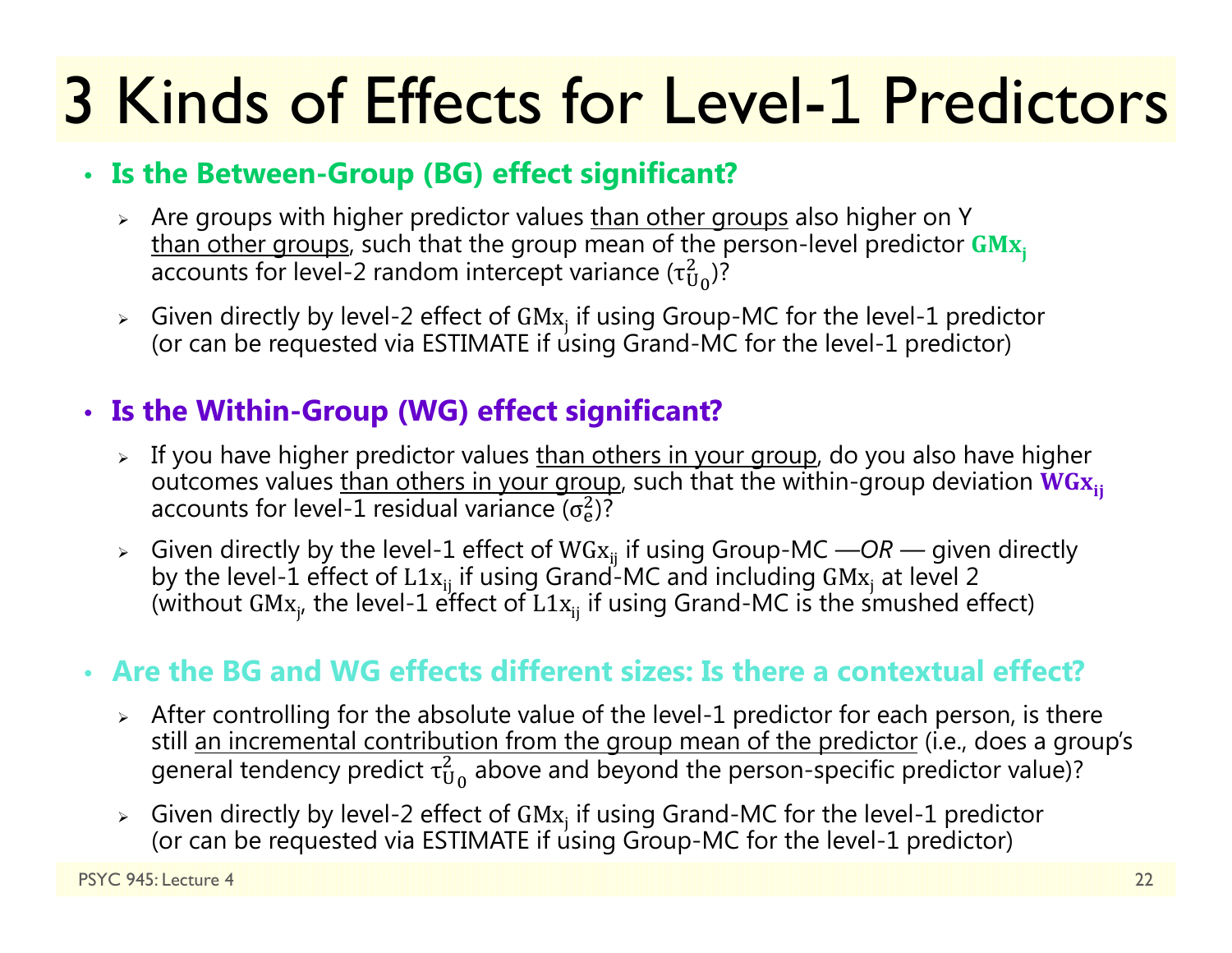# 3 Kinds of Effects for Level-1 Predictors

- **Is the Between-Group (BG) effect significant?**
  - Are groups with higher predictor values than other groups also higher on Y than other groups, such that the group mean of the person-level predictor $\mathbf{GMx_j}$ accounts for level-2 random intercept variance ($\tau^2_{U_0}$)?
  - Given directly by level-2 effect of $\mathrm{GMx_j}$ if using Group-MC for the level-1 predictor (or can be requested via ESTIMATE if using Grand-MC for the level-1 predictor)

- **Is the Within-Group (WG) effect significant?**
  - If you have higher predictor values than others in your group, do you also have higher outcomes values than others in your group, such that the within-group deviation $\mathbf{WGx_{ij}}$ accounts for level-1 residual variance ($\sigma^2_e$)?
  - Given directly by the level-1 effect of $\mathrm{WGx_{ij}}$ if using Group-MC —*OR* — given directly by the level-1 effect of $\mathrm{L1x_{ij}}$ if using Grand-MC and including $\mathrm{GMx_j}$ at level 2 (without $\mathrm{GMx_j}$, the level-1 effect of $\mathrm{L1x_{ij}}$ if using Grand-MC is the smushed effect)

- **Are the BG and WG effects different sizes: Is there a contextual effect?**
  - After controlling for the absolute value of the level-1 predictor for each person, is there still an incremental contribution from the group mean of the predictor (i.e., does a group's general tendency predict $\tau^2_{U_0}$ above and beyond the person-specific predictor value)?
  - Given directly by level-2 effect of $\mathrm{GMx_j}$ if using Grand-MC for the level-1 predictor (or can be requested via ESTIMATE if using Group-MC for the level-1 predictor)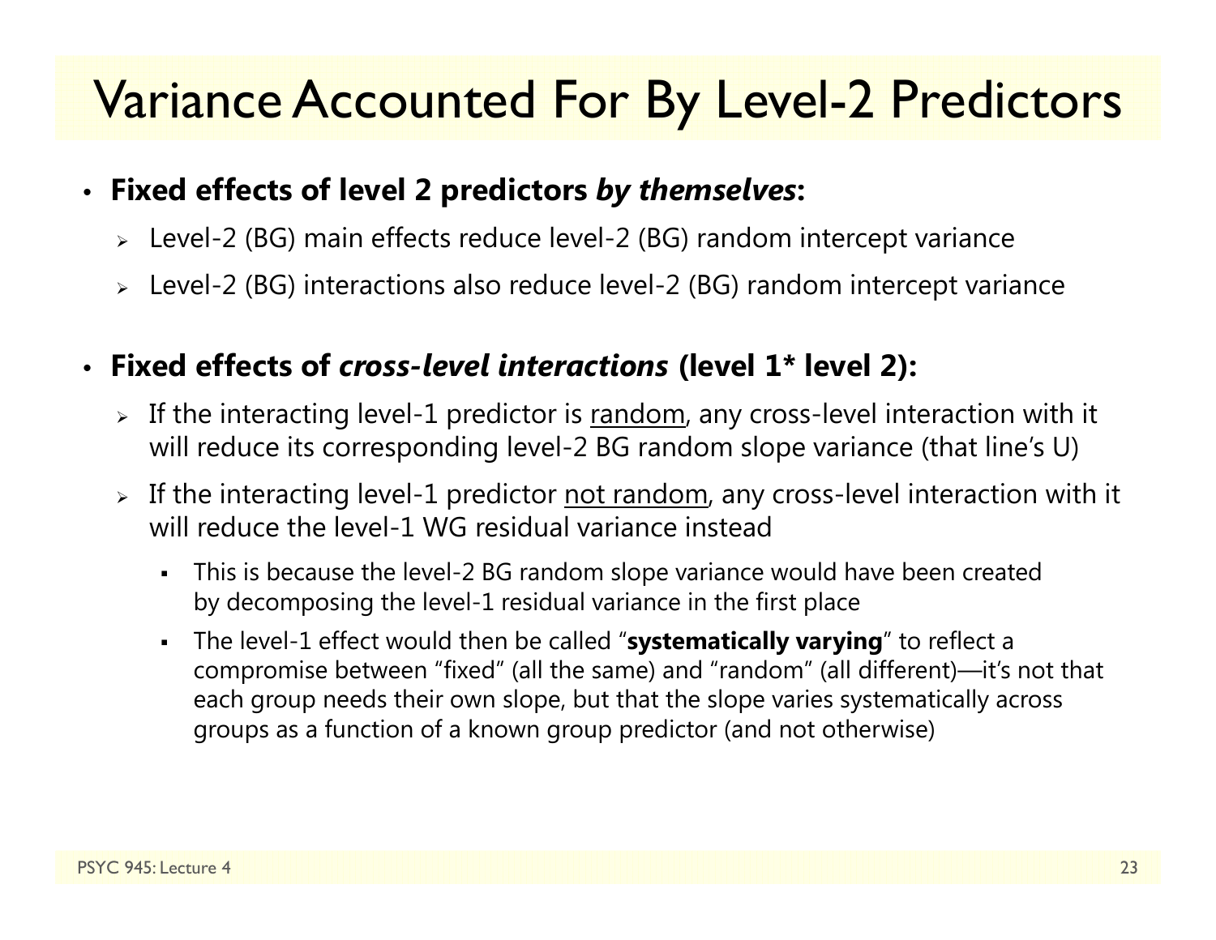# Variance Accounted For By Level-2 Predictors

- **Fixed effects of level 2 predictors *by themselves*:**
  - Level-2 (BG) main effects reduce level-2 (BG) random intercept variance
  - Level-2 (BG) interactions also reduce level-2 (BG) random intercept variance

- **Fixed effects of *cross-level interactions* (level 1* level 2):**
  - If the interacting level-1 predictor is <u>random</u>, any cross-level interaction with it will reduce its corresponding level-2 BG random slope variance (that line's U)
  - If the interacting level-1 predictor <u>not random</u>, any cross-level interaction with it will reduce the level-1 WG residual variance instead
    - This is because the level-2 BG random slope variance would have been created by decomposing the level-1 residual variance in the first place
    - The level-1 effect would then be called "**systematically varying**" to reflect a compromise between "fixed" (all the same) and "random" (all different)—it's not that each group needs their own slope, but that the slope varies systematically across groups as a function of a known group predictor (and not otherwise)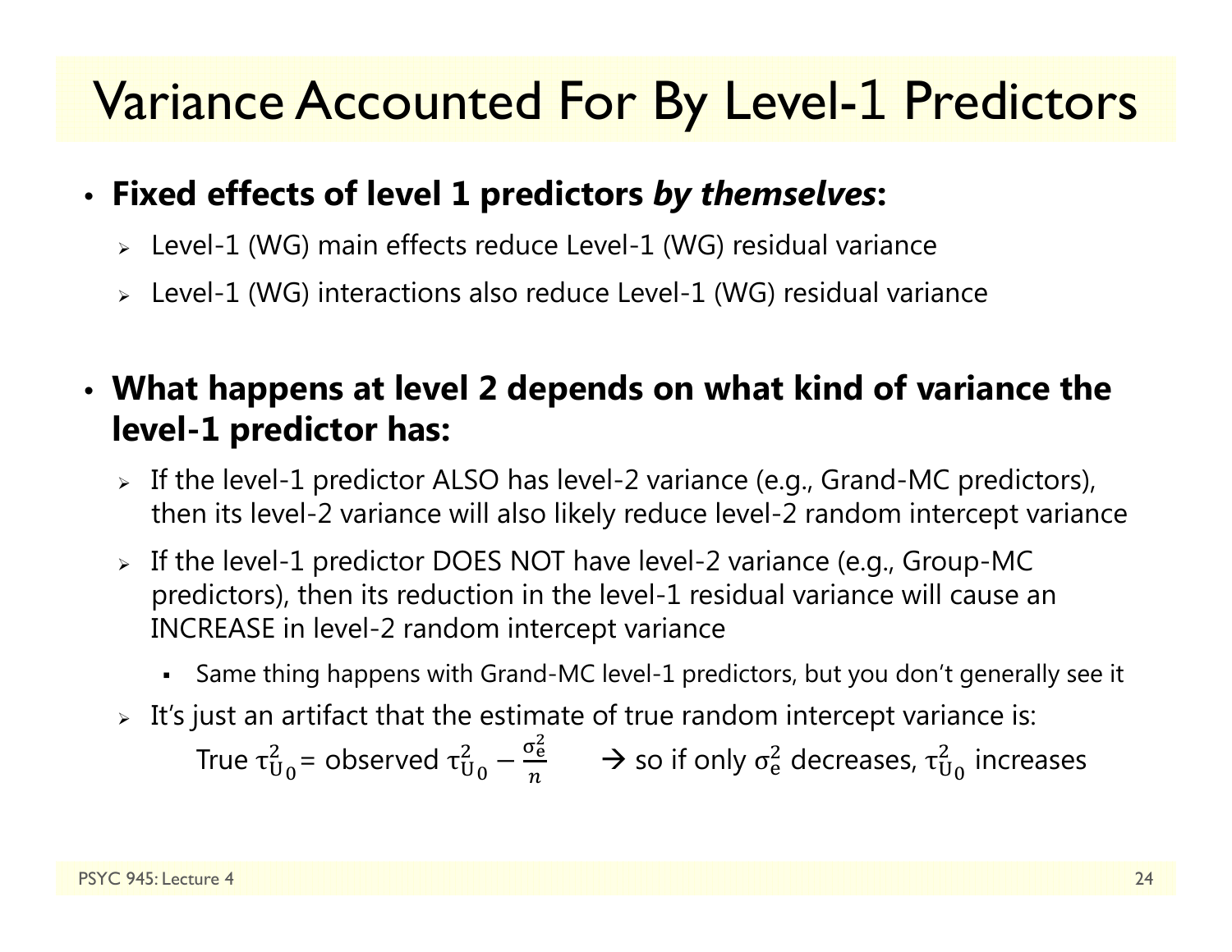# Variance Accounted For By Level-1 Predictors

- **Fixed effects of level 1 predictors *by themselves*:**
  - Level-1 (WG) main effects reduce Level-1 (WG) residual variance
  - Level-1 (WG) interactions also reduce Level-1 (WG) residual variance

- **What happens at level 2 depends on what kind of variance the level-1 predictor has:**
  - If the level-1 predictor ALSO has level-2 variance (e.g., Grand-MC predictors), then its level-2 variance will also likely reduce level-2 random intercept variance
  - If the level-1 predictor DOES NOT have level-2 variance (e.g., Group-MC predictors), then its reduction in the level-1 residual variance will cause an INCREASE in level-2 random intercept variance
    - Same thing happens with Grand-MC level-1 predictors, but you don't generally see it
  - It's just an artifact that the estimate of true random intercept variance is:

    True $\tau^2_{U_0}$ = observed $\tau^2_{U_0} - \frac{\sigma^2_e}{n}$ → so if only $\sigma^2_e$ decreases, $\tau^2_{U_0}$ increases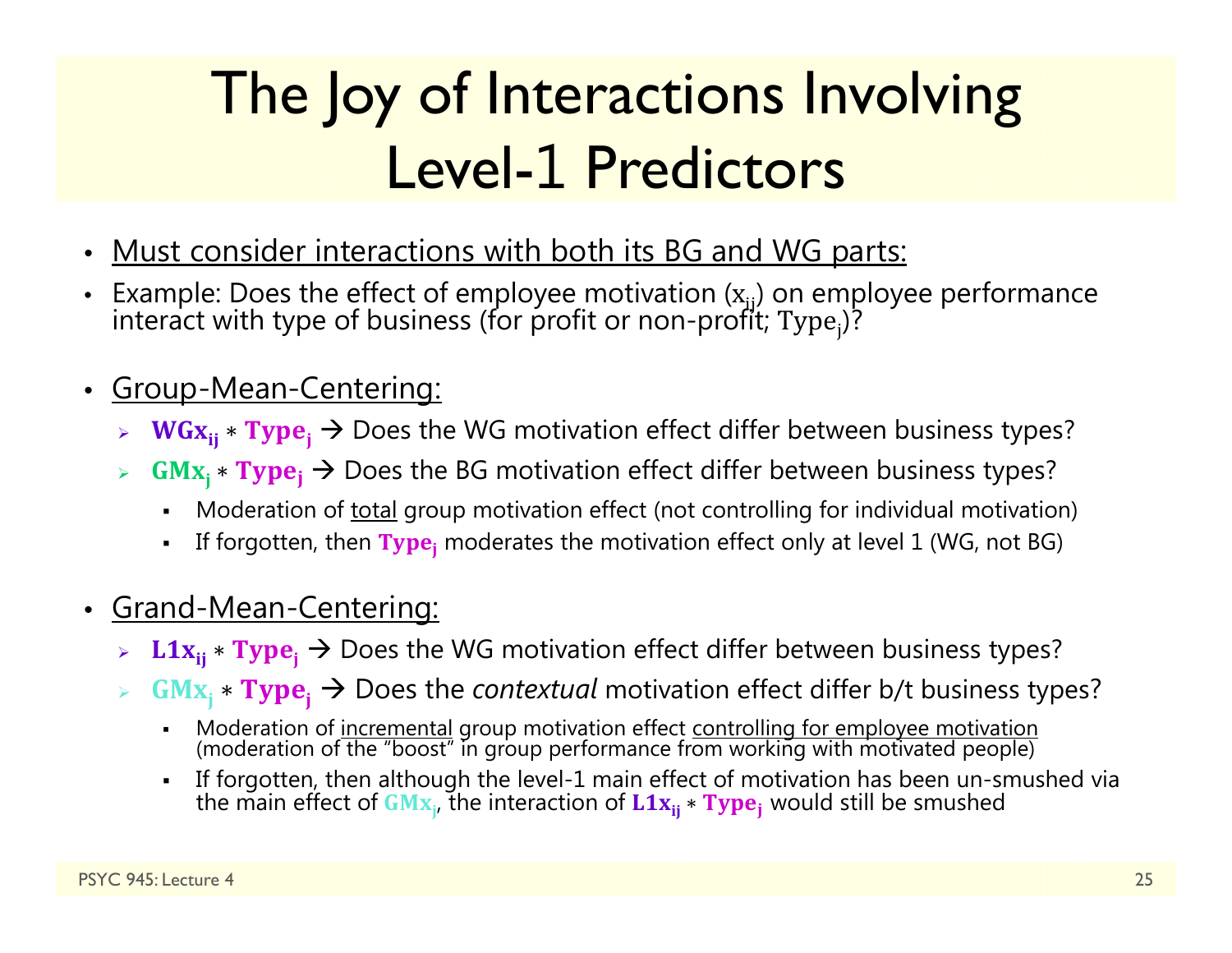# The Joy of Interactions Involving Level-1 Predictors

- Must consider interactions with both its BG and WG parts:
- Example: Does the effect of employee motivation ($x_{ij}$) on employee performance interact with type of business (for profit or non-profit; $\mathrm{Type_j}$)?

- Group-Mean-Centering:
  - $\mathbf{WGx_{ij}} * \mathbf{Type_j}$ → Does the WG motivation effect differ between business types?
  - $\mathbf{GMx_j} * \mathbf{Type_j}$ → Does the BG motivation effect differ between business types?
    - Moderation of total group motivation effect (not controlling for individual motivation)
    - If forgotten, then $\mathbf{Type_j}$ moderates the motivation effect only at level 1 (WG, not BG)

- Grand-Mean-Centering:
  - $\mathbf{L1x_{ij}} * \mathbf{Type_j}$ → Does the WG motivation effect differ between business types?
  - $\mathbf{GMx_j} * \mathbf{Type_j}$ → Does the *contextual* motivation effect differ b/t business types?
    - Moderation of incremental group motivation effect controlling for employee motivation (moderation of the "boost" in group performance from working with motivated people)
    - If forgotten, then although the level-1 main effect of motivation has been un-smushed via the main effect of $\mathbf{GMx_j}$, the interaction of $\mathbf{L1x_{ij}} * \mathbf{Type_j}$ would still be smushed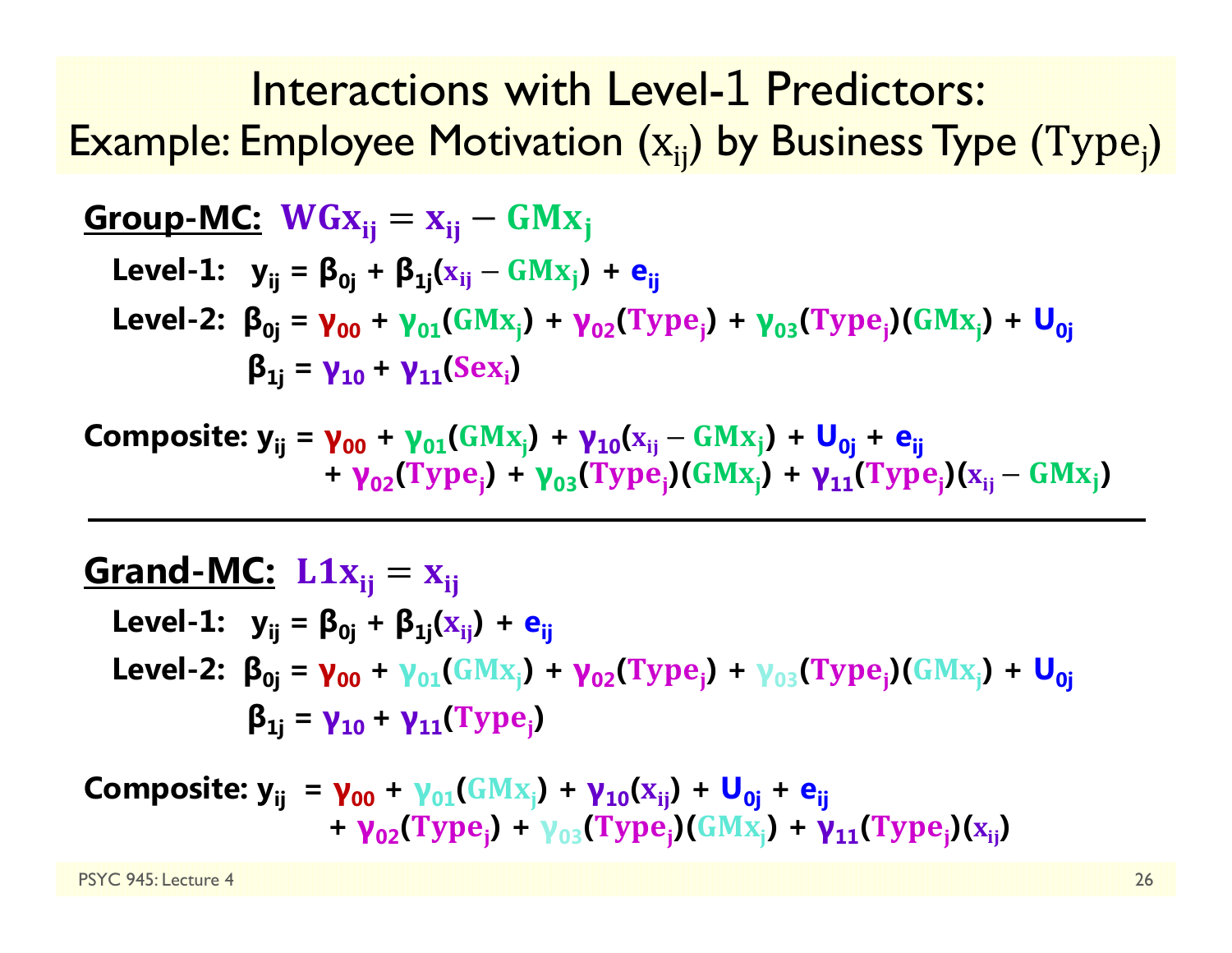# Interactions with Level-1 Predictors:
## Example: Employee Motivation ($x_{ij}$) by Business Type ($Type_j$)

**Group-MC:** $WGx_{ij} = x_{ij} - GMx_j$

**Level-1:** $y_{ij} = \beta_{0j} + \beta_{1j}(x_{ij} - GMx_j) + e_{ij}$

**Level-2:** $\beta_{0j} = \gamma_{00} + \gamma_{01}(GMx_j) + \gamma_{02}(Type_j) + \gamma_{03}(Type_j)(GMx_j) + U_{0j}$

$\beta_{1j} = \gamma_{10} + \gamma_{11}(Sex_i)$

**Composite:** $y_{ij} = \gamma_{00} + \gamma_{01}(GMx_j) + \gamma_{10}(x_{ij} - GMx_j) + U_{0j} + e_{ij}$
$+ \gamma_{02}(Type_j) + \gamma_{03}(Type_j)(GMx_j) + \gamma_{11}(Type_j)(x_{ij} - GMx_j)$

---

**Grand-MC:** $L1x_{ij} = x_{ij}$

**Level-1:** $y_{ij} = \beta_{0j} + \beta_{1j}(x_{ij}) + e_{ij}$

**Level-2:** $\beta_{0j} = \gamma_{00} + \gamma_{01}(GMx_j) + \gamma_{02}(Type_j) + \gamma_{03}(Type_j)(GMx_j) + U_{0j}$

$\beta_{1j} = \gamma_{10} + \gamma_{11}(Type_j)$

**Composite:** $y_{ij} = \gamma_{00} + \gamma_{01}(GMx_j) + \gamma_{10}(x_{ij}) + U_{0j} + e_{ij}$
$+ \gamma_{02}(Type_j) + \gamma_{03}(Type_j)(GMx_j) + \gamma_{11}(Type_j)(x_{ij})$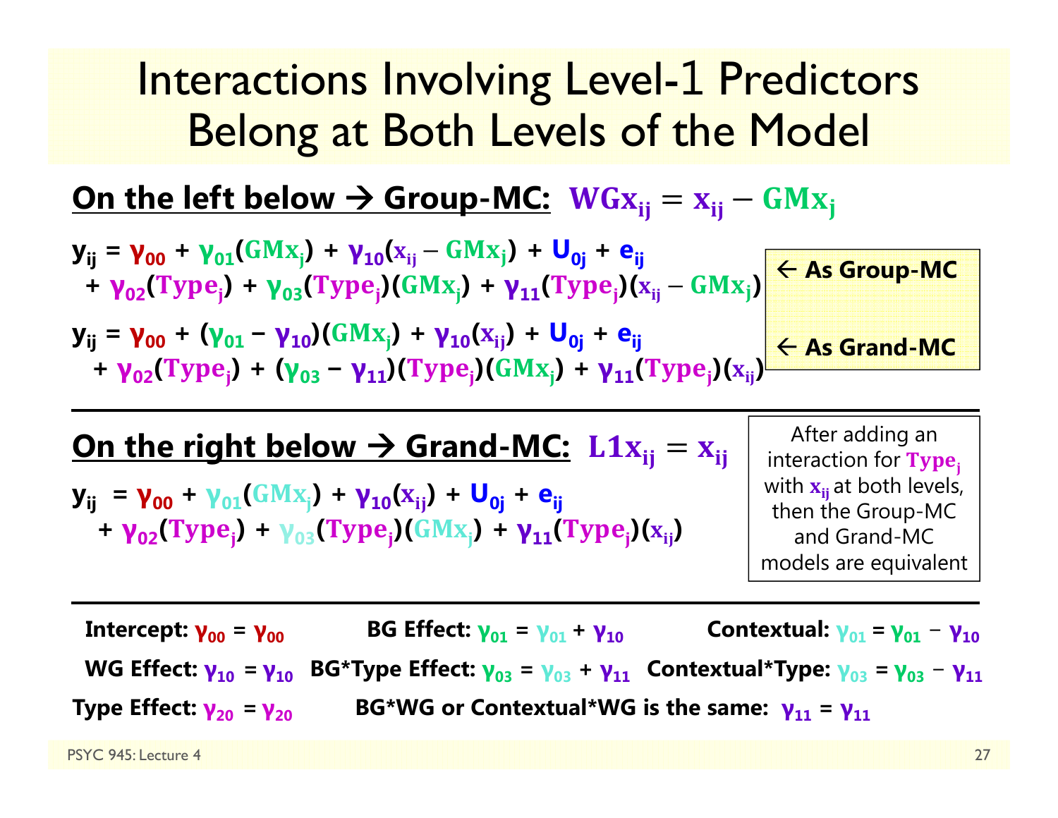# Interactions Involving Level-1 Predictors Belong at Both Levels of the Model

**On the left below → Group-MC:** $\mathrm{WGx_{ij}} = \mathrm{x_{ij}} - \mathrm{GMx_j}$

$$y_{ij} = \gamma_{00} + \gamma_{01}(\mathrm{GMx_j}) + \gamma_{10}(\mathrm{x_{ij}} - \mathrm{GMx_j}) + U_{0j} + e_{ij} + \gamma_{02}(\mathrm{Type_j}) + \gamma_{03}(\mathrm{Type_j})(\mathrm{GMx_j}) + \gamma_{11}(\mathrm{Type_j})(\mathrm{x_{ij}} - \mathrm{GMx_j})$$

← As Group-MC

$$y_{ij} = \gamma_{00} + (\gamma_{01} - \gamma_{10})(\mathrm{GMx_j}) + \gamma_{10}(\mathrm{x_{ij}}) + U_{0j} + e_{ij} + \gamma_{02}(\mathrm{Type_j}) + (\gamma_{03} - \gamma_{11})(\mathrm{Type_j})(\mathrm{GMx_j}) + \gamma_{11}(\mathrm{Type_j})(\mathrm{x_{ij}})$$

← As Grand-MC

**On the right below → Grand-MC:** $\mathrm{L1x_{ij}} = \mathrm{x_{ij}}$

$$y_{ij} = \gamma_{00} + \gamma_{01}(\mathrm{GMx_j}) + \gamma_{10}(\mathrm{x_{ij}}) + U_{0j} + e_{ij} + \gamma_{02}(\mathrm{Type_j}) + \gamma_{03}(\mathrm{Type_j})(\mathrm{GMx_j}) + \gamma_{11}(\mathrm{Type_j})(\mathrm{x_{ij}})$$

After adding an interaction for $\mathrm{Type_j}$ with $\mathrm{x_{ij}}$ at both levels, then the Group-MC and Grand-MC models are equivalent

**Intercept:** $\gamma_{00} = \gamma_{00}$

**BG Effect:** $\gamma_{01} = \gamma_{01} + \gamma_{10}$

**Contextual:** $\gamma_{01} = \gamma_{01} - \gamma_{10}$

**WG Effect:** $\gamma_{10} = \gamma_{10}$

**BG*Type Effect:** $\gamma_{03} = \gamma_{03} + \gamma_{11}$

**Contextual*Type:** $\gamma_{03} = \gamma_{03} - \gamma_{11}$

**Type Effect:** $\gamma_{20} = \gamma_{20}$

**BG*WG or Contextual*WG is the same:** $\gamma_{11} = \gamma_{11}$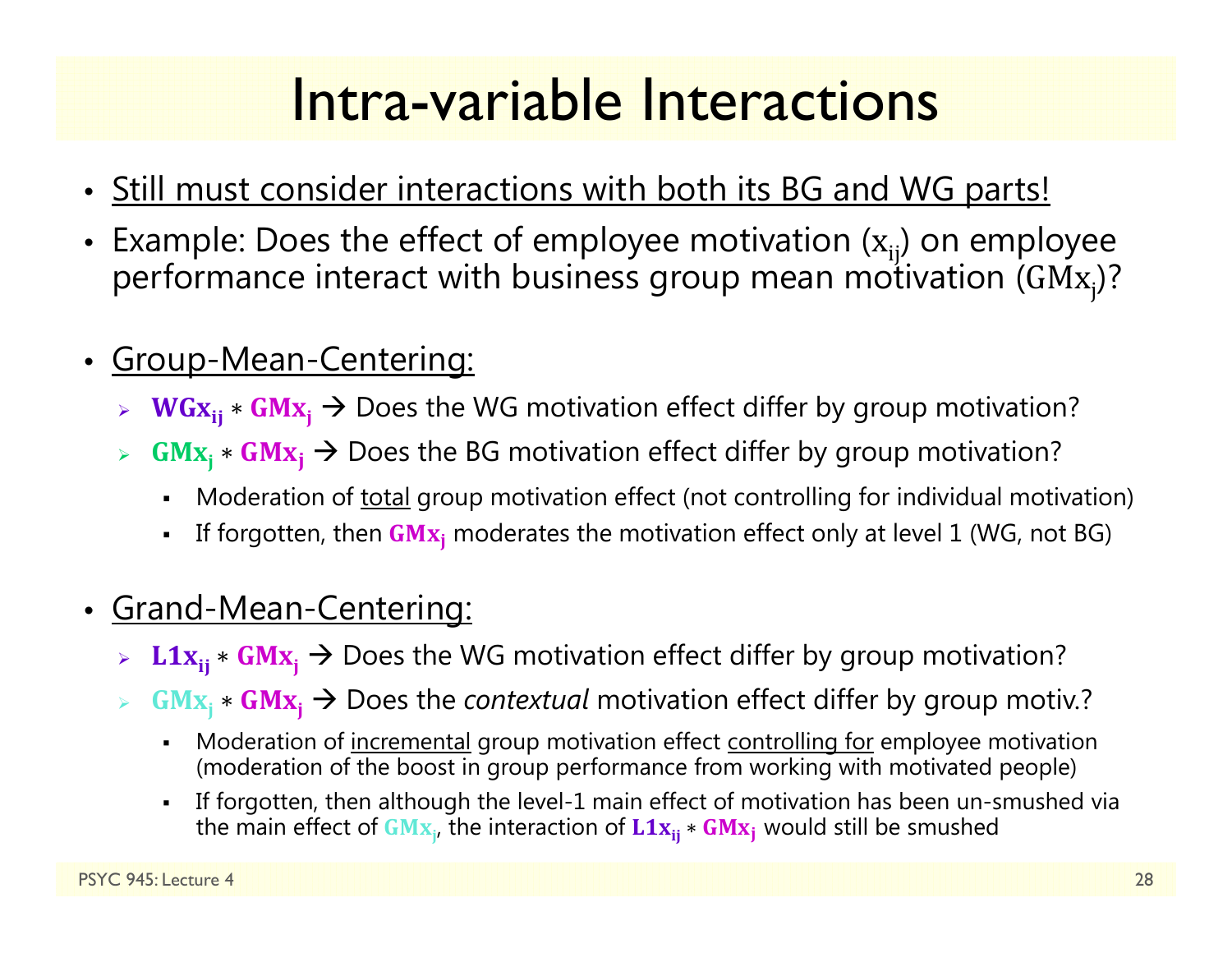# Intra-variable Interactions

- <u>Still must consider interactions with both its BG and WG parts!</u>
- Example: Does the effect of employee motivation ($x_{ij}$) on employee performance interact with business group mean motivation ($GMx_j$)?

- <u>Group-Mean-Centering:</u>
  - $\mathbf{WGx_{ij}} * \mathbf{GMx_j}$ → Does the WG motivation effect differ by group motivation?
  - $\mathbf{GMx_j} * \mathbf{GMx_j}$ → Does the BG motivation effect differ by group motivation?
    - Moderation of <u>total</u> group motivation effect (not controlling for individual motivation)
    - If forgotten, then $\mathbf{GMx_j}$ moderates the motivation effect only at level 1 (WG, not BG)

- <u>Grand-Mean-Centering:</u>
  - $\mathbf{L1x_{ij}} * \mathbf{GMx_j}$ → Does the WG motivation effect differ by group motivation?
  - $\mathbf{GMx_j} * \mathbf{GMx_j}$ → Does the *contextual* motivation effect differ by group motiv.?
    - Moderation of <u>incremental</u> group motivation effect <u>controlling for</u> employee motivation (moderation of the boost in group performance from working with motivated people)
    - If forgotten, then although the level-1 main effect of motivation has been un-smushed via the main effect of $\mathbf{GMx_j}$, the interaction of $\mathbf{L1x_{ij}} * \mathbf{GMx_j}$ would still be smushed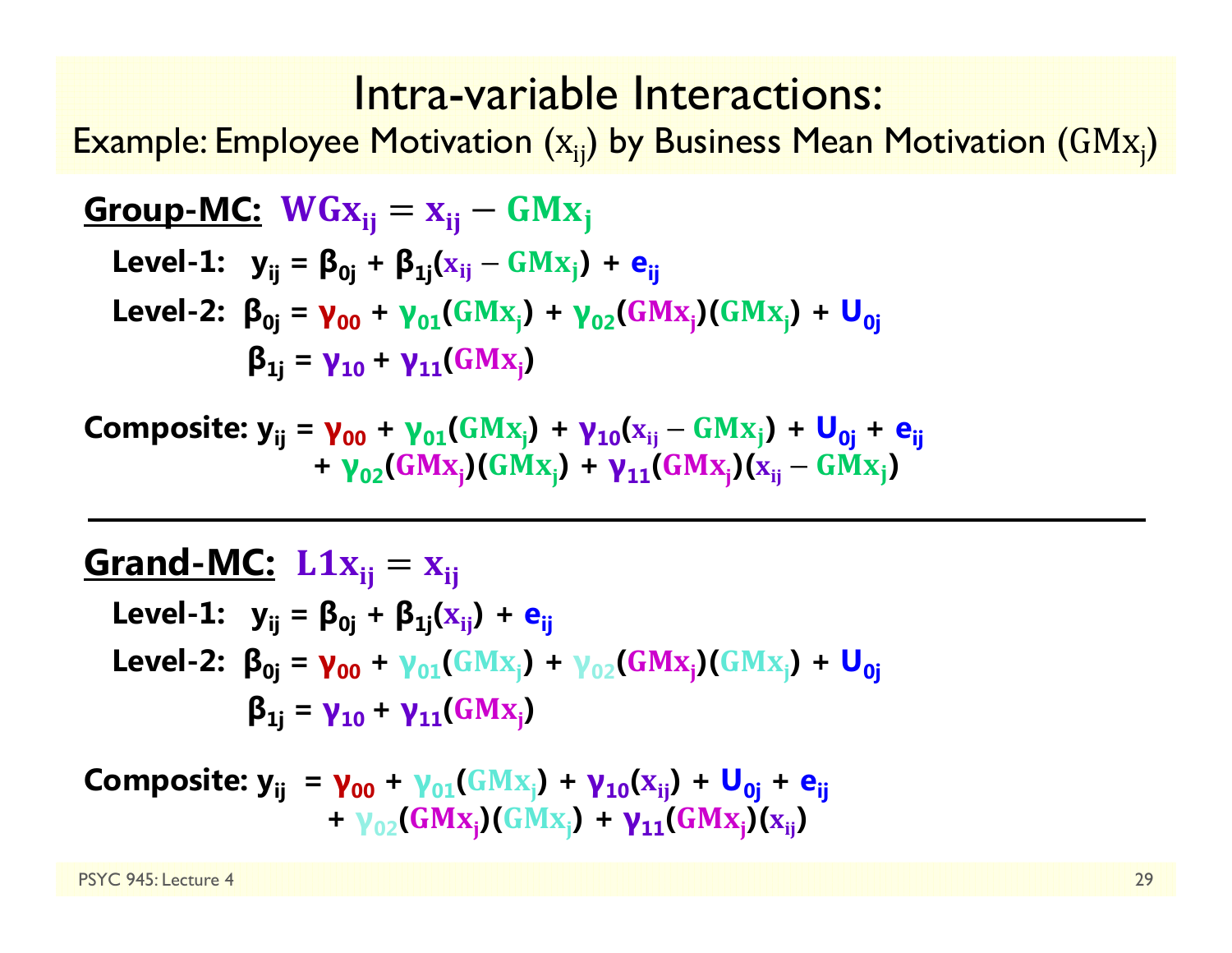# Intra-variable Interactions:

Example: Employee Motivation ($x_{ij}$) by Business Mean Motivation ($GMx_j$)

**Group-MC:** $WGx_{ij} = x_{ij} - GMx_j$

**Level-1:** $y_{ij} = \beta_{0j} + \beta_{1j}(x_{ij} - GMx_j) + e_{ij}$

**Level-2:** $\beta_{0j} = \gamma_{00} + \gamma_{01}(GMx_j) + \gamma_{02}(GMx_j)(GMx_j) + U_{0j}$

$\beta_{1j} = \gamma_{10} + \gamma_{11}(GMx_j)$

**Composite:** $y_{ij} = \gamma_{00} + \gamma_{01}(GMx_j) + \gamma_{10}(x_{ij} - GMx_j) + U_{0j} + e_{ij} + \gamma_{02}(GMx_j)(GMx_j) + \gamma_{11}(GMx_j)(x_{ij} - GMx_j)$

---

**Grand-MC:** $L1x_{ij} = x_{ij}$

**Level-1:** $y_{ij} = \beta_{0j} + \beta_{1j}(x_{ij}) + e_{ij}$

**Level-2:** $\beta_{0j} = \gamma_{00} + \gamma_{01}(GMx_j) + \gamma_{02}(GMx_j)(GMx_j) + U_{0j}$

$\beta_{1j} = \gamma_{10} + \gamma_{11}(GMx_j)$

**Composite:** $y_{ij} = \gamma_{00} + \gamma_{01}(GMx_j) + \gamma_{10}(x_{ij}) + U_{0j} + e_{ij} + \gamma_{02}(GMx_j)(GMx_j) + \gamma_{11}(GMx_j)(x_{ij})$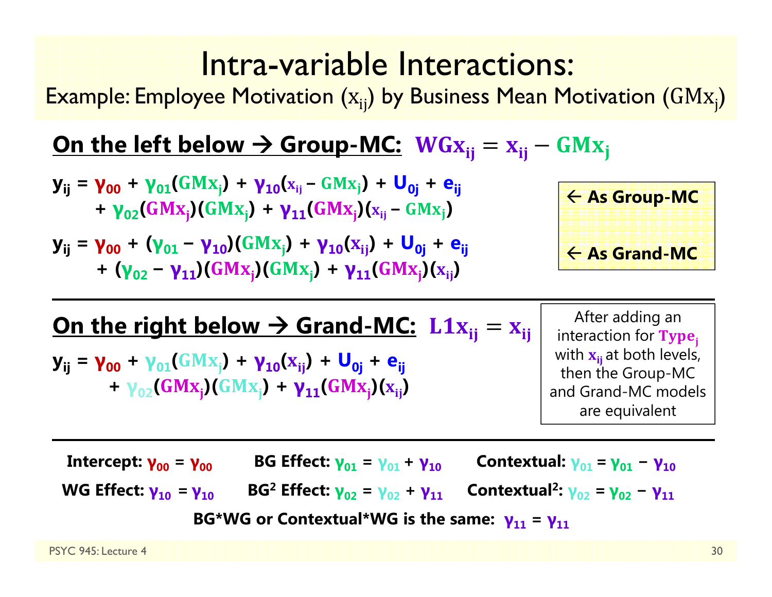# Intra-variable Interactions:

Example: Employee Motivation ($x_{ij}$) by Business Mean Motivation ($GMx_j$)

**On the left below → Group-MC:** $WGx_{ij} = x_{ij} - GMx_j$

$$y_{ij} = \gamma_{00} + \gamma_{01}(GMx_j) + \gamma_{10}(x_{ij} - GMx_j) + U_{0j} + e_{ij} + \gamma_{02}(GMx_j)(GMx_j) + \gamma_{11}(GMx_j)(x_{ij} - GMx_j)$$

← As Group-MC

$$y_{ij} = \gamma_{00} + (\gamma_{01} - \gamma_{10})(GMx_j) + \gamma_{10}(x_{ij}) + U_{0j} + e_{ij} + (\gamma_{02} - \gamma_{11})(GMx_j)(GMx_j) + \gamma_{11}(GMx_j)(x_{ij})$$

← As Grand-MC

**On the right below → Grand-MC:** $L1x_{ij} = x_{ij}$

$$y_{ij} = \gamma_{00} + \gamma_{01}(GMx_j) + \gamma_{10}(x_{ij}) + U_{0j} + e_{ij} + \gamma_{02}(GMx_j)(GMx_j) + \gamma_{11}(GMx_j)(x_{ij})$$

After adding an interaction for $Type_j$ with $x_{ij}$ at both levels, then the Group-MC and Grand-MC models are equivalent

**Intercept:** $\gamma_{00} = \gamma_{00}$ **BG Effect:** $\gamma_{01} = \gamma_{01} + \gamma_{10}$ **Contextual:** $\gamma_{01} = \gamma_{01} - \gamma_{10}$

**WG Effect:** $\gamma_{10} = \gamma_{10}$ **BG² Effect:** $\gamma_{02} = \gamma_{02} + \gamma_{11}$ **Contextual²:** $\gamma_{02} = \gamma_{02} - \gamma_{11}$

**BG*WG or Contextual*WG is the same:** $\gamma_{11} = \gamma_{11}$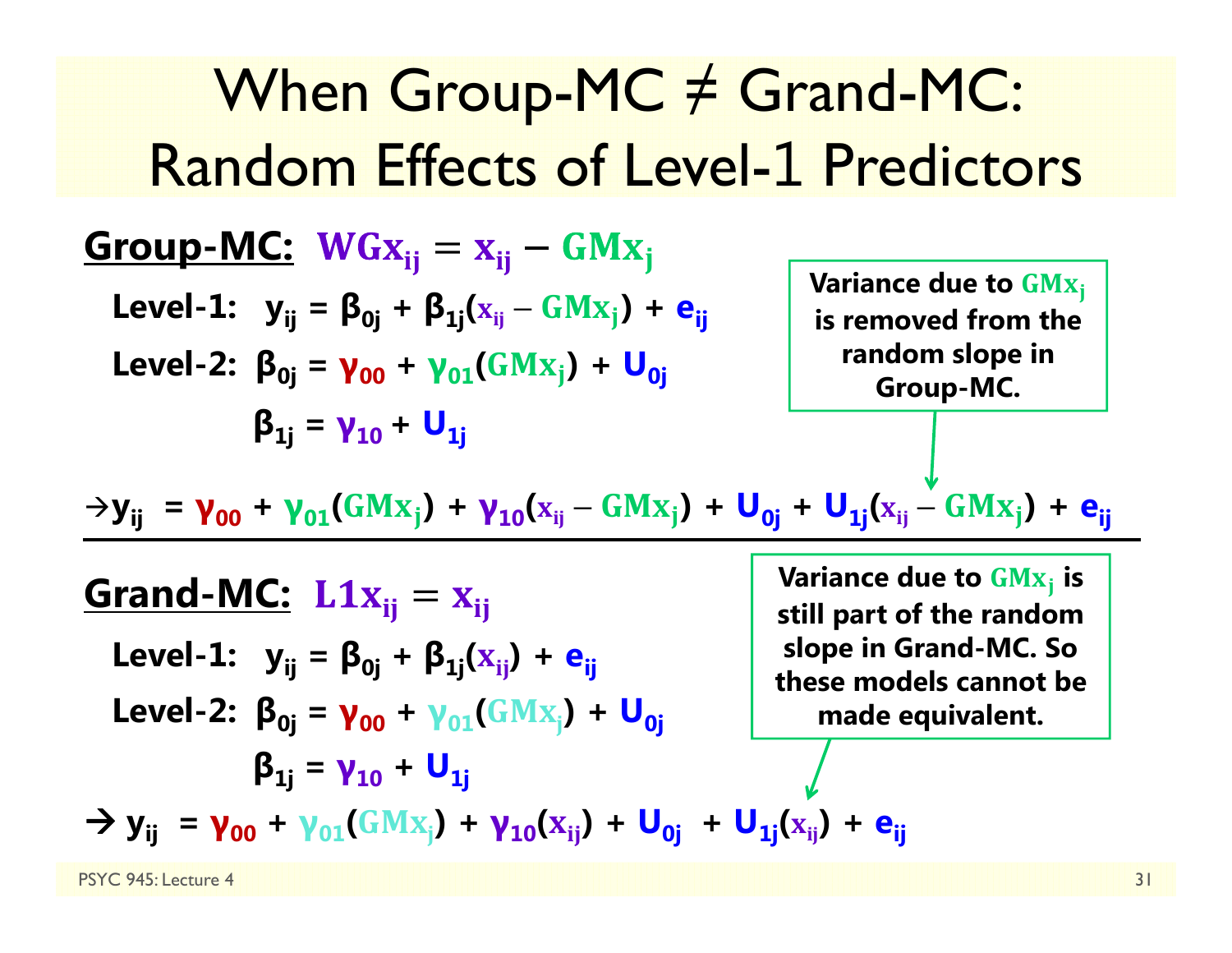# When Group-MC ≠ Grand-MC: Random Effects of Level-1 Predictors

**Group-MC:** $\mathbf{WGx_{ij} = x_{ij} - GMx_j}$

**Level-1:** $y_{ij} = \beta_{0j} + \beta_{1j}(x_{ij} - GMx_j) + e_{ij}$

**Level-2:** $\beta_{0j} = \gamma_{00} + \gamma_{01}(GMx_j) + U_{0j}$

$\beta_{1j} = \gamma_{10} + U_{1j}$

**Variance due to $GMx_j$ is removed from the random slope in Group-MC.**

$\rightarrow y_{ij} = \gamma_{00} + \gamma_{01}(GMx_j) + \gamma_{10}(x_{ij} - GMx_j) + U_{0j} + U_{1j}(x_{ij} - GMx_j) + e_{ij}$

---

**Grand-MC:** $\mathbf{L1x_{ij} = x_{ij}}$

**Level-1:** $y_{ij} = \beta_{0j} + \beta_{1j}(x_{ij}) + e_{ij}$

**Level-2:** $\beta_{0j} = \gamma_{00} + \gamma_{01}(GMx_j) + U_{0j}$

$\beta_{1j} = \gamma_{10} + U_{1j}$

**Variance due to $GMx_j$ is still part of the random slope in Grand-MC. So these models cannot be made equivalent.**

$\rightarrow y_{ij} = \gamma_{00} + \gamma_{01}(GMx_j) + \gamma_{10}(x_{ij}) + U_{0j} + U_{1j}(x_{ij}) + e_{ij}$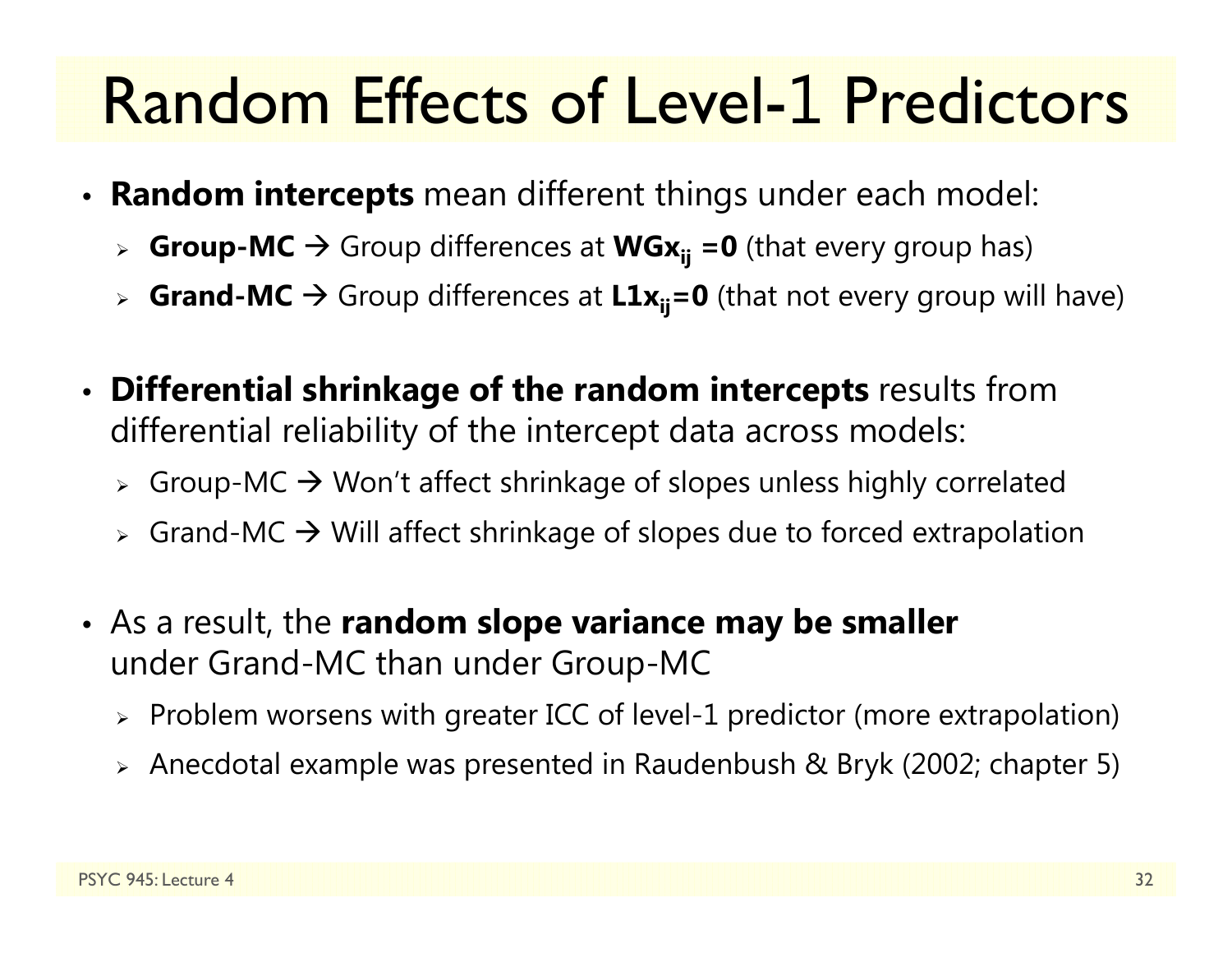# Random Effects of Level-1 Predictors

- **Random intercepts** mean different things under each model:
  - **Group-MC** → Group differences at **$WGx_{ij}$ =0** (that every group has)
  - **Grand-MC** → Group differences at **$L1x_{ij}$=0** (that not every group will have)

- **Differential shrinkage of the random intercepts** results from differential reliability of the intercept data across models:
  - Group-MC → Won't affect shrinkage of slopes unless highly correlated
  - Grand-MC → Will affect shrinkage of slopes due to forced extrapolation

- As a result, the **random slope variance may be smaller** under Grand-MC than under Group-MC
  - Problem worsens with greater ICC of level-1 predictor (more extrapolation)
  - Anecdotal example was presented in Raudenbush & Bryk (2002; chapter 5)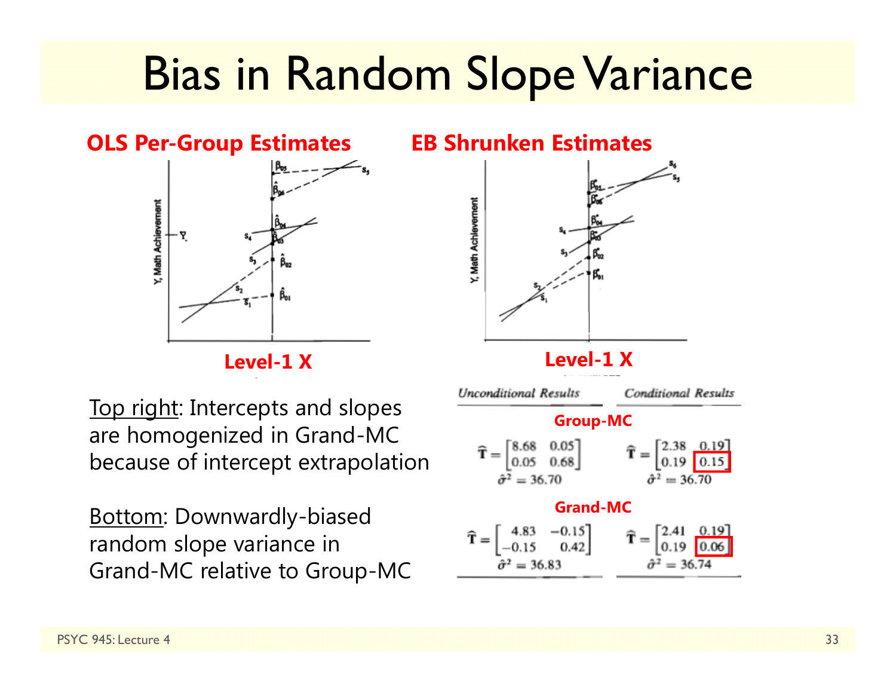# Bias in Random Slope Variance

**OLS Per-Group Estimates**

Y, Math Achievement

$\bar{Y}_.$

$\hat{\beta}_{05}$ $\hat{\beta}_{06}$ $\hat{\beta}_{04}$ $\hat{\beta}_{03}$ $\hat{\beta}_{02}$ $\hat{\beta}_{01}$

$s_5$ $s_4$ $s_3$ $s_2$ $s_1$

**Level-1 X**

**EB Shrunken Estimates**

Y, Math Achievement

$\beta^*_{05}$ $\beta^*_{06}$ $\beta^*_{04}$ $\beta^*_{03}$ $\beta^*_{02}$ $\beta^*_{01}$

$s_6$ $s_5$ $s_4$ $s_3$ $s_2$ $s_1$

**Level-1 X**

Top right: Intercepts and slopes are homogenized in Grand-MC because of intercept extrapolation

Bottom: Downwardly-biased random slope variance in Grand-MC relative to Group-MC

*Unconditional Results* | *Conditional Results*

**Group-MC**

$$\hat{\mathbf{T}} = \begin{bmatrix} 8.68 & 0.05 \\ 0.05 & 0.68 \end{bmatrix} \qquad \hat{\mathbf{T}} = \begin{bmatrix} 2.38 & 0.19 \\ 0.19 & \boxed{0.15} \end{bmatrix}$$

$$\hat{\sigma}^2 = 36.70 \qquad \hat{\sigma}^2 = 36.70$$

**Grand-MC**

$$\hat{\mathbf{T}} = \begin{bmatrix} 4.83 & -0.15 \\ -0.15 & 0.42 \end{bmatrix} \qquad \hat{\mathbf{T}} = \begin{bmatrix} 2.41 & 0.19 \\ 0.19 & \boxed{0.06} \end{bmatrix}$$

$$\hat{\sigma}^2 = 36.83 \qquad \hat{\sigma}^2 = 36.74$$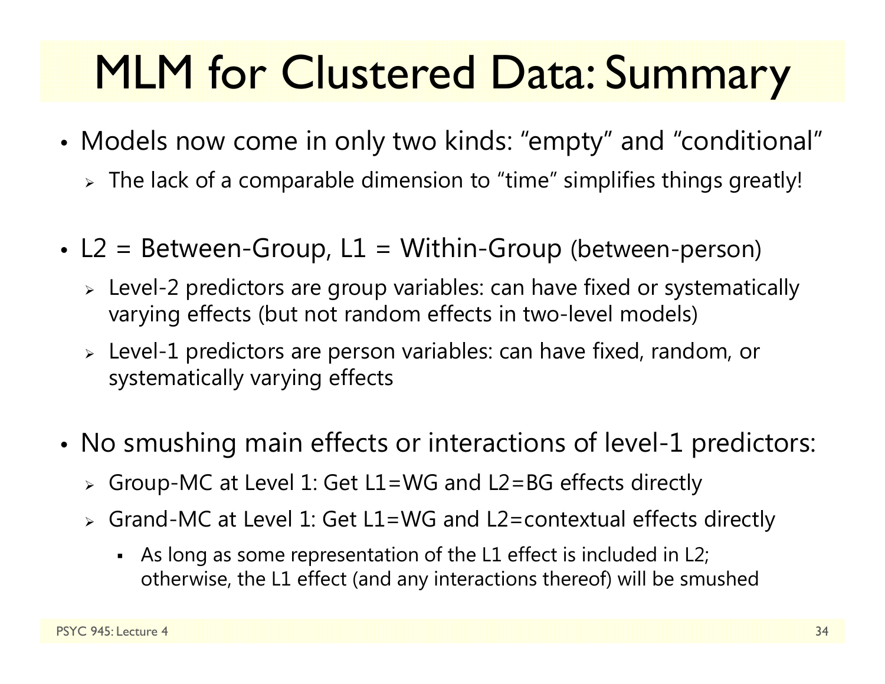# MLM for Clustered Data: Summary

- Models now come in only two kinds: "empty" and "conditional"
  - The lack of a comparable dimension to "time" simplifies things greatly!
- L2 = Between-Group, L1 = Within-Group (between-person)
  - Level-2 predictors are group variables: can have fixed or systematically varying effects (but not random effects in two-level models)
  - Level-1 predictors are person variables: can have fixed, random, or systematically varying effects
- No smushing main effects or interactions of level-1 predictors:
  - Group-MC at Level 1: Get L1=WG and L2=BG effects directly
  - Grand-MC at Level 1: Get L1=WG and L2=contextual effects directly
    - As long as some representation of the L1 effect is included in L2; otherwise, the L1 effect (and any interactions thereof) will be smushed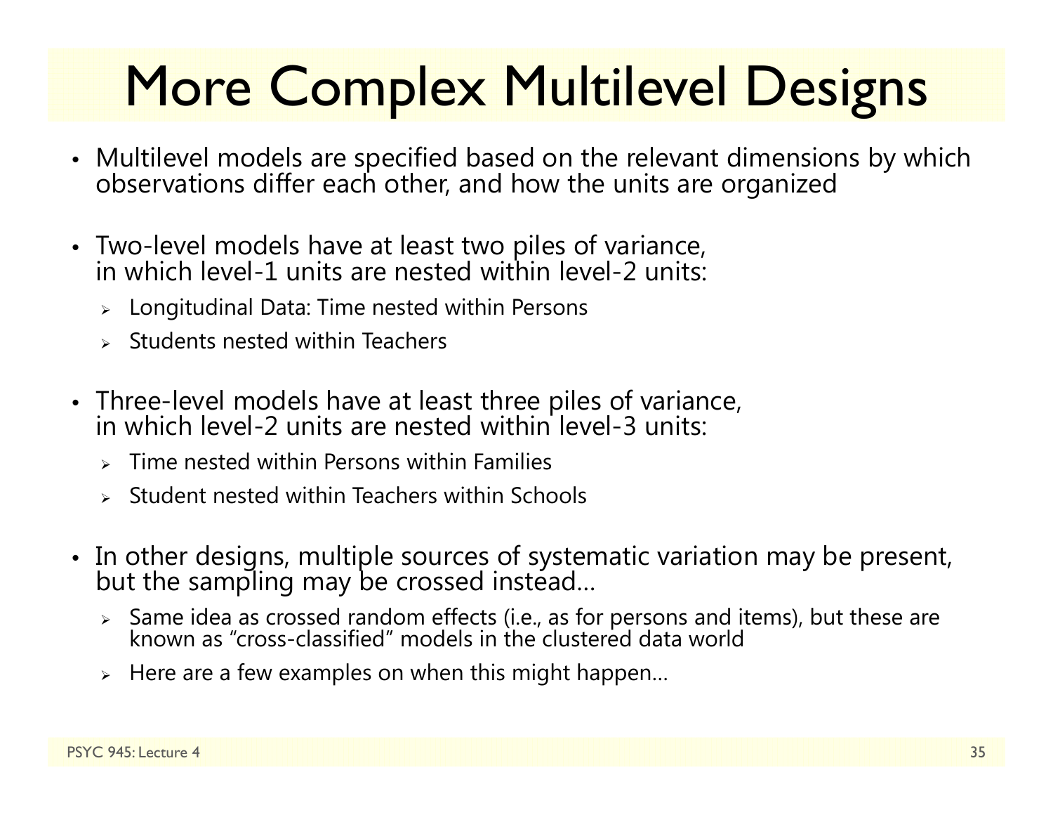# More Complex Multilevel Designs

- Multilevel models are specified based on the relevant dimensions by which observations differ each other, and how the units are organized
- Two-level models have at least two piles of variance, in which level-1 units are nested within level-2 units:
  - Longitudinal Data: Time nested within Persons
  - Students nested within Teachers
- Three-level models have at least three piles of variance, in which level-2 units are nested within level-3 units:
  - Time nested within Persons within Families
  - Student nested within Teachers within Schools
- In other designs, multiple sources of systematic variation may be present, but the sampling may be crossed instead…
  - Same idea as crossed random effects (i.e., as for persons and items), but these are known as "cross-classified" models in the clustered data world
  - Here are a few examples on when this might happen…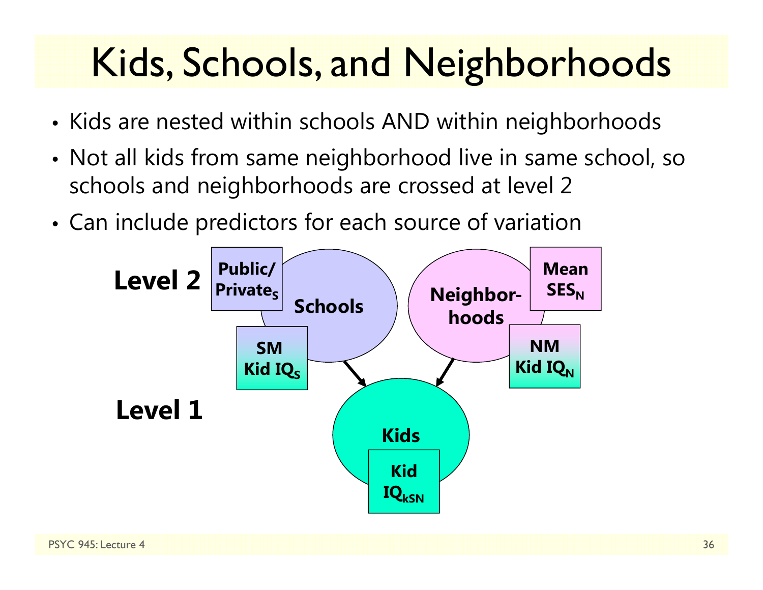# Kids, Schools, and Neighborhoods

- Kids are nested within schools AND within neighborhoods
- Not all kids from same neighborhood live in same school, so schools and neighborhoods are crossed at level 2
- Can include predictors for each source of variation

**Level 2**

**Public/ $Private_S$**

**Schools**

**SM Kid $IQ_S$**

**Neighbor-hoods**

**Mean $SES_N$**

**NM Kid $IQ_N$**

**Level 1**

**Kids**

**Kid $IQ_{kSN}$**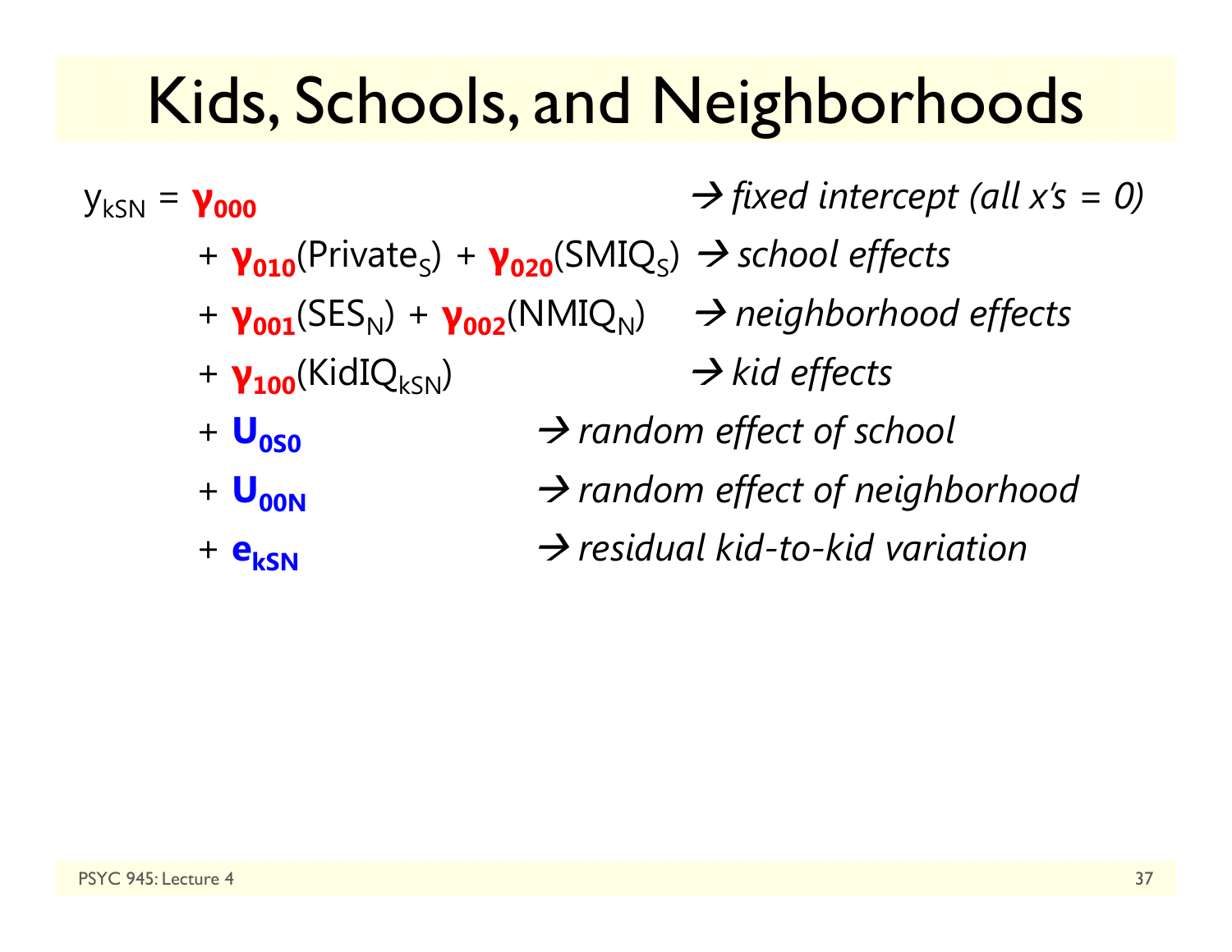# Kids, Schools, and Neighborhoods

$y_{kSN} = \gamma_{000}$ → *fixed intercept (all x's = 0)*

$+ \gamma_{010}(\text{Private}_S) + \gamma_{020}(\text{SMIQ}_S)$ → *school effects*

$+ \gamma_{001}(\text{SES}_N) + \gamma_{002}(\text{NMIQ}_N)$ → *neighborhood effects*

$+ \gamma_{100}(\text{KidIQ}_{kSN})$ → *kid effects*

$+ U_{0S0}$ → *random effect of school*

$+ U_{00N}$ → *random effect of neighborhood*

$+ e_{kSN}$ → *residual kid-to-kid variation*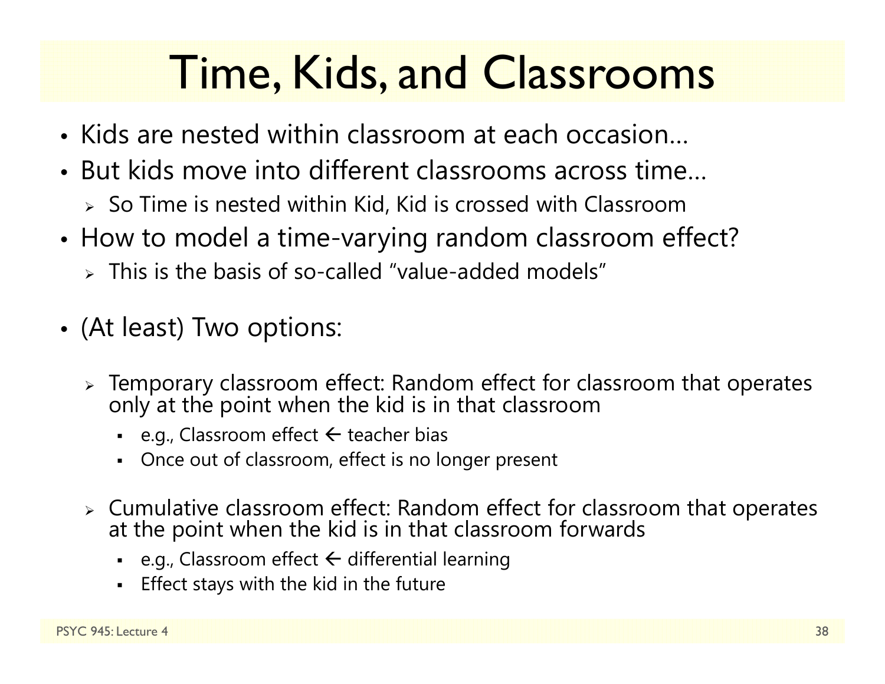# Time, Kids, and Classrooms

- Kids are nested within classroom at each occasion…
- But kids move into different classrooms across time…
  - So Time is nested within Kid, Kid is crossed with Classroom
- How to model a time-varying random classroom effect?
  - This is the basis of so-called "value-added models"
- (At least) Two options:
  - Temporary classroom effect: Random effect for classroom that operates only at the point when the kid is in that classroom
    - e.g., Classroom effect ← teacher bias
    - Once out of classroom, effect is no longer present
  - Cumulative classroom effect: Random effect for classroom that operates at the point when the kid is in that classroom forwards
    - e.g., Classroom effect ← differential learning
    - Effect stays with the kid in the future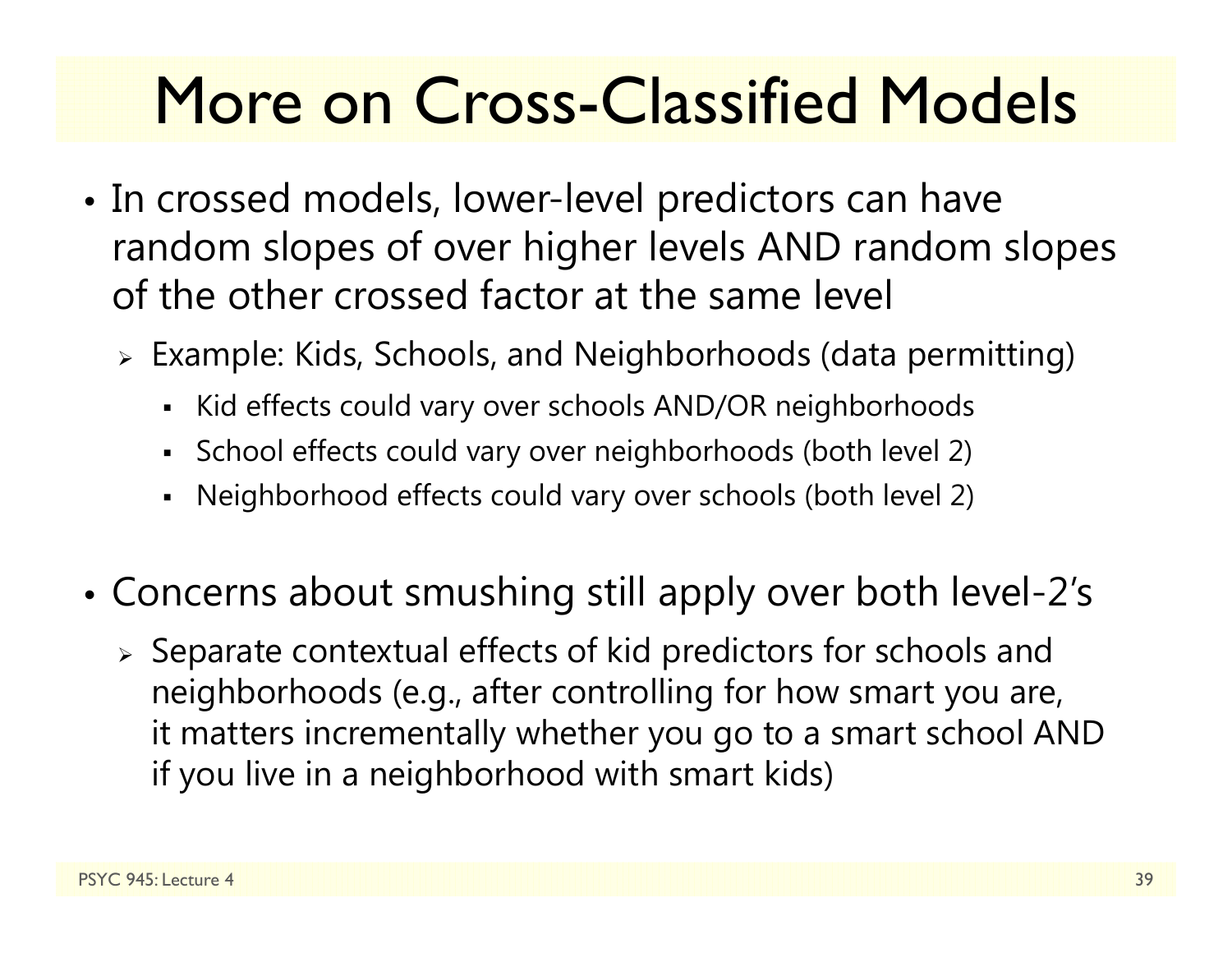# More on Cross-Classified Models

- In crossed models, lower-level predictors can have random slopes of over higher levels AND random slopes of the other crossed factor at the same level
  - Example: Kids, Schools, and Neighborhoods (data permitting)
    - Kid effects could vary over schools AND/OR neighborhoods
    - School effects could vary over neighborhoods (both level 2)
    - Neighborhood effects could vary over schools (both level 2)

- Concerns about smushing still apply over both level-2's
  - Separate contextual effects of kid predictors for schools and neighborhoods (e.g., after controlling for how smart you are, it matters incrementally whether you go to a smart school AND if you live in a neighborhood with smart kids)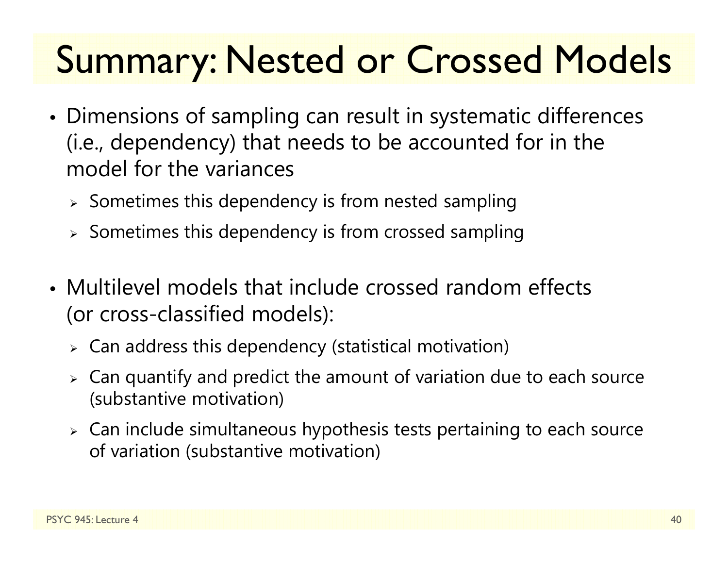# Summary: Nested or Crossed Models

- Dimensions of sampling can result in systematic differences (i.e., dependency) that needs to be accounted for in the model for the variances
  - Sometimes this dependency is from nested sampling
  - Sometimes this dependency is from crossed sampling

- Multilevel models that include crossed random effects (or cross-classified models):
  - Can address this dependency (statistical motivation)
  - Can quantify and predict the amount of variation due to each source (substantive motivation)
  - Can include simultaneous hypothesis tests pertaining to each source of variation (substantive motivation)